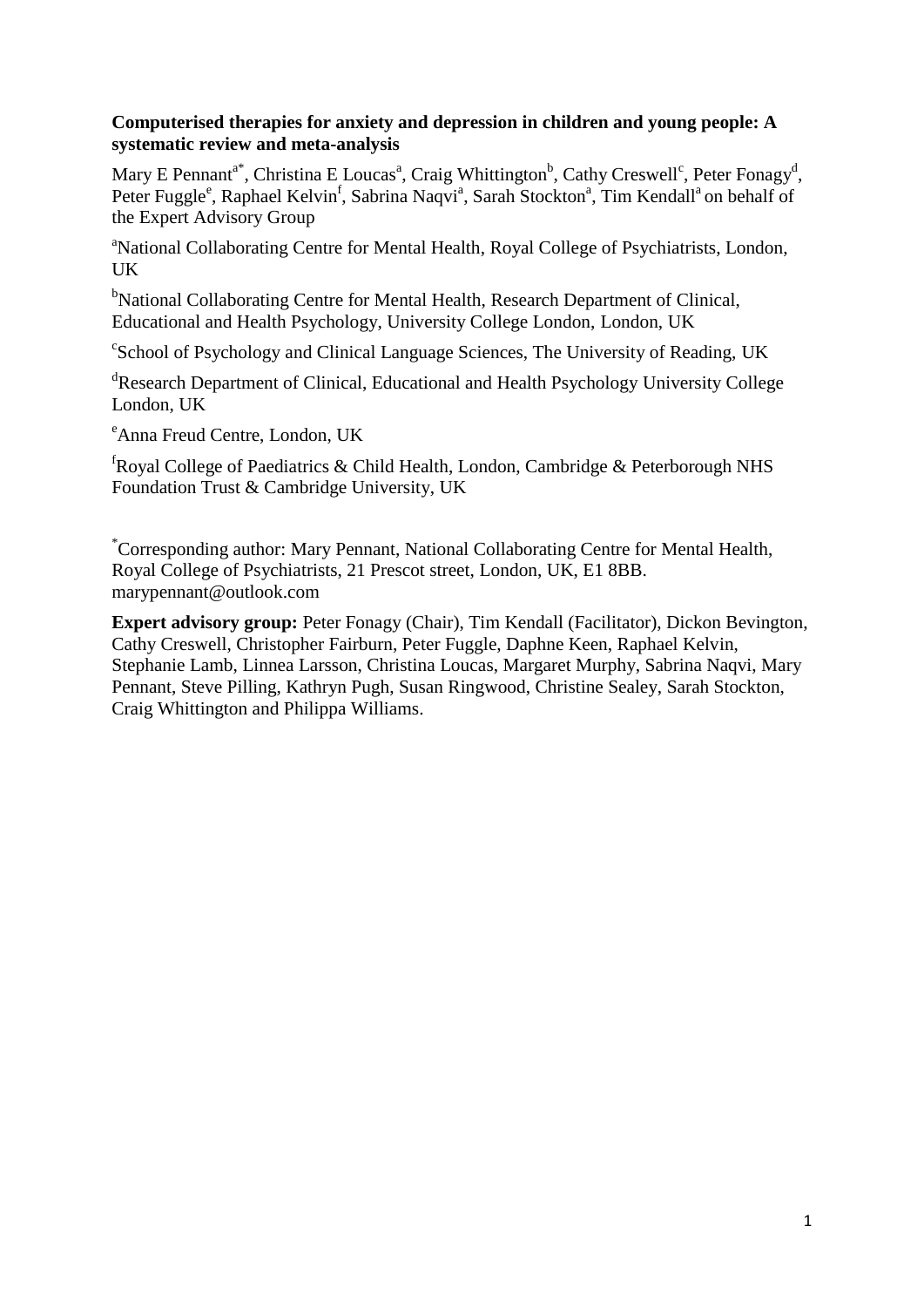**Computerised therapies for anxiety and depression in children and young people: A systematic review and meta-analysis**

Mary E Pennant[a*], Christina E Loucas[a], Craig Whittington[b], Cathy Creswell[c], Peter Fonagy[d], Peter Fuggle[e], Raphael Kelvin[f], Sabrina Naqvi[a], Sarah Stockton[a], Tim Kendall[a] on behalf of the Expert Advisory Group

[a]National Collaborating Centre for Mental Health, Royal College of Psychiatrists, London, UK

[b]National Collaborating Centre for Mental Health, Research Department of Clinical, Educational and Health Psychology, University College London, London, UK

[c]School of Psychology and Clinical Language Sciences, The University of Reading, UK

[d]Research Department of Clinical, Educational and Health Psychology University College London, UK

[e]Anna Freud Centre, London, UK

[f]Royal College of Paediatrics & Child Health, London, Cambridge & Peterborough NHS Foundation Trust & Cambridge University, UK

[*]Corresponding author: Mary Pennant, National Collaborating Centre for Mental Health, Royal College of Psychiatrists, 21 Prescot street, London, UK, E1 8BB. marypennant@outlook.com

**Expert advisory group:** Peter Fonagy (Chair), Tim Kendall (Facilitator), Dickon Bevington, Cathy Creswell, Christopher Fairburn, Peter Fuggle, Daphne Keen, Raphael Kelvin, Stephanie Lamb, Linnea Larsson, Christina Loucas, Margaret Murphy, Sabrina Naqvi, Mary Pennant, Steve Pilling, Kathryn Pugh, Susan Ringwood, Christine Sealey, Sarah Stockton, Craig Whittington and Philippa Williams.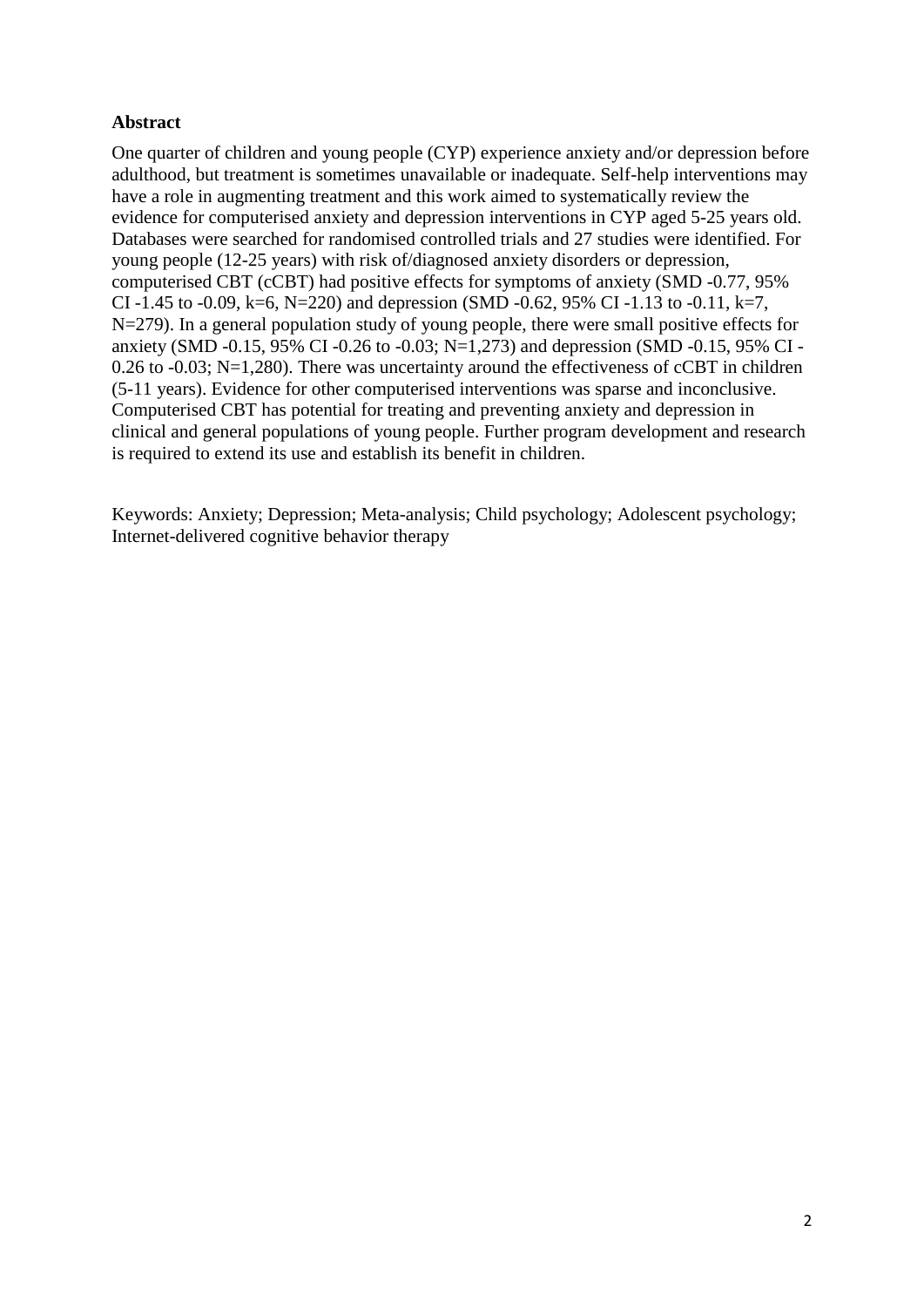**Abstract**

One quarter of children and young people (CYP) experience anxiety and/or depression before adulthood, but treatment is sometimes unavailable or inadequate. Self-help interventions may have a role in augmenting treatment and this work aimed to systematically review the evidence for computerised anxiety and depression interventions in CYP aged 5-25 years old. Databases were searched for randomised controlled trials and 27 studies were identified. For young people (12-25 years) with risk of/diagnosed anxiety disorders or depression, computerised CBT (cCBT) had positive effects for symptoms of anxiety (SMD -0.77, 95% CI -1.45 to -0.09, k=6, N=220) and depression (SMD -0.62, 95% CI -1.13 to -0.11, k=7, N=279). In a general population study of young people, there were small positive effects for anxiety (SMD -0.15, 95% CI -0.26 to -0.03; N=1,273) and depression (SMD -0.15, 95% CI -0.26 to -0.03; N=1,280). There was uncertainty around the effectiveness of cCBT in children (5-11 years). Evidence for other computerised interventions was sparse and inconclusive. Computerised CBT has potential for treating and preventing anxiety and depression in clinical and general populations of young people. Further program development and research is required to extend its use and establish its benefit in children.

Keywords: Anxiety; Depression; Meta-analysis; Child psychology; Adolescent psychology; Internet-delivered cognitive behavior therapy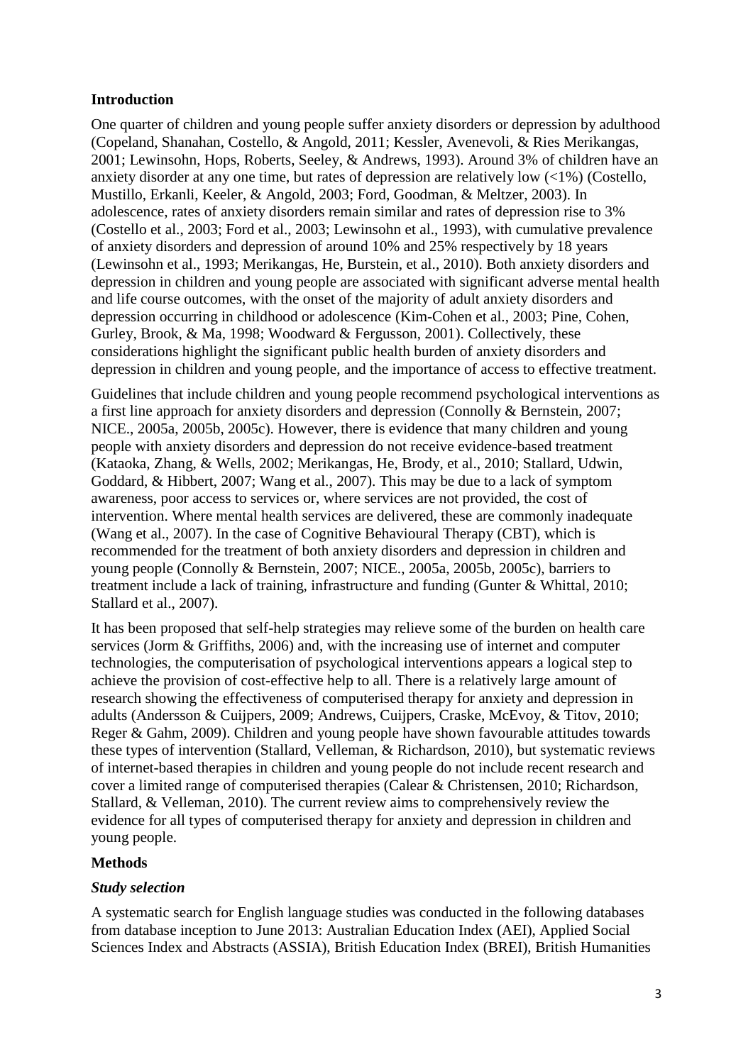## Introduction

One quarter of children and young people suffer anxiety disorders or depression by adulthood (Copeland, Shanahan, Costello, & Angold, 2011; Kessler, Avenevoli, & Ries Merikangas, 2001; Lewinsohn, Hops, Roberts, Seeley, & Andrews, 1993). Around 3% of children have an anxiety disorder at any one time, but rates of depression are relatively low (<1%) (Costello, Mustillo, Erkanli, Keeler, & Angold, 2003; Ford, Goodman, & Meltzer, 2003). In adolescence, rates of anxiety disorders remain similar and rates of depression rise to 3% (Costello et al., 2003; Ford et al., 2003; Lewinsohn et al., 1993), with cumulative prevalence of anxiety disorders and depression of around 10% and 25% respectively by 18 years (Lewinsohn et al., 1993; Merikangas, He, Burstein, et al., 2010). Both anxiety disorders and depression in children and young people are associated with significant adverse mental health and life course outcomes, with the onset of the majority of adult anxiety disorders and depression occurring in childhood or adolescence (Kim-Cohen et al., 2003; Pine, Cohen, Gurley, Brook, & Ma, 1998; Woodward & Fergusson, 2001). Collectively, these considerations highlight the significant public health burden of anxiety disorders and depression in children and young people, and the importance of access to effective treatment.

Guidelines that include children and young people recommend psychological interventions as a first line approach for anxiety disorders and depression (Connolly & Bernstein, 2007; NICE., 2005a, 2005b, 2005c). However, there is evidence that many children and young people with anxiety disorders and depression do not receive evidence-based treatment (Kataoka, Zhang, & Wells, 2002; Merikangas, He, Brody, et al., 2010; Stallard, Udwin, Goddard, & Hibbert, 2007; Wang et al., 2007). This may be due to a lack of symptom awareness, poor access to services or, where services are not provided, the cost of intervention. Where mental health services are delivered, these are commonly inadequate (Wang et al., 2007). In the case of Cognitive Behavioural Therapy (CBT), which is recommended for the treatment of both anxiety disorders and depression in children and young people (Connolly & Bernstein, 2007; NICE., 2005a, 2005b, 2005c), barriers to treatment include a lack of training, infrastructure and funding (Gunter & Whittal, 2010; Stallard et al., 2007).

It has been proposed that self-help strategies may relieve some of the burden on health care services (Jorm & Griffiths, 2006) and, with the increasing use of internet and computer technologies, the computerisation of psychological interventions appears a logical step to achieve the provision of cost-effective help to all. There is a relatively large amount of research showing the effectiveness of computerised therapy for anxiety and depression in adults (Andersson & Cuijpers, 2009; Andrews, Cuijpers, Craske, McEvoy, & Titov, 2010; Reger & Gahm, 2009). Children and young people have shown favourable attitudes towards these types of intervention (Stallard, Velleman, & Richardson, 2010), but systematic reviews of internet-based therapies in children and young people do not include recent research and cover a limited range of computerised therapies (Calear & Christensen, 2010; Richardson, Stallard, & Velleman, 2010). The current review aims to comprehensively review the evidence for all types of computerised therapy for anxiety and depression in children and young people.

## Methods

### *Study selection*

A systematic search for English language studies was conducted in the following databases from database inception to June 2013: Australian Education Index (AEI), Applied Social Sciences Index and Abstracts (ASSIA), British Education Index (BREI), British Humanities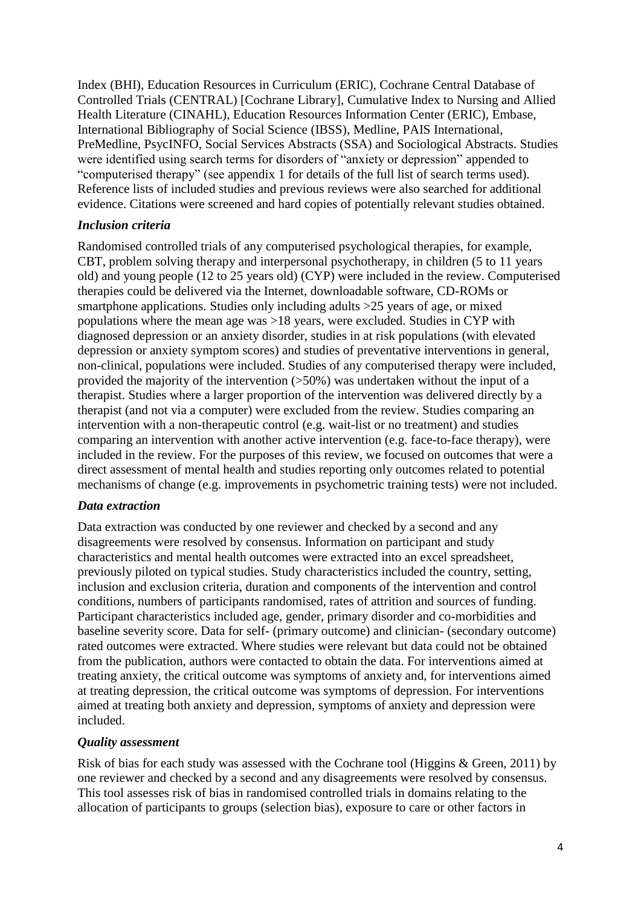Index (BHI), Education Resources in Curriculum (ERIC), Cochrane Central Database of Controlled Trials (CENTRAL) [Cochrane Library], Cumulative Index to Nursing and Allied Health Literature (CINAHL), Education Resources Information Center (ERIC), Embase, International Bibliography of Social Science (IBSS), Medline, PAIS International, PreMedline, PsycINFO, Social Services Abstracts (SSA) and Sociological Abstracts. Studies were identified using search terms for disorders of "anxiety or depression" appended to "computerised therapy" (see appendix 1 for details of the full list of search terms used). Reference lists of included studies and previous reviews were also searched for additional evidence. Citations were screened and hard copies of potentially relevant studies obtained.

### *Inclusion criteria*

Randomised controlled trials of any computerised psychological therapies, for example, CBT, problem solving therapy and interpersonal psychotherapy, in children (5 to 11 years old) and young people (12 to 25 years old) (CYP) were included in the review. Computerised therapies could be delivered via the Internet, downloadable software, CD-ROMs or smartphone applications. Studies only including adults >25 years of age, or mixed populations where the mean age was >18 years, were excluded. Studies in CYP with diagnosed depression or an anxiety disorder, studies in at risk populations (with elevated depression or anxiety symptom scores) and studies of preventative interventions in general, non-clinical, populations were included. Studies of any computerised therapy were included, provided the majority of the intervention (>50%) was undertaken without the input of a therapist. Studies where a larger proportion of the intervention was delivered directly by a therapist (and not via a computer) were excluded from the review. Studies comparing an intervention with a non-therapeutic control (e.g. wait-list or no treatment) and studies comparing an intervention with another active intervention (e.g. face-to-face therapy), were included in the review. For the purposes of this review, we focused on outcomes that were a direct assessment of mental health and studies reporting only outcomes related to potential mechanisms of change (e.g. improvements in psychometric training tests) were not included.

### *Data extraction*

Data extraction was conducted by one reviewer and checked by a second and any disagreements were resolved by consensus. Information on participant and study characteristics and mental health outcomes were extracted into an excel spreadsheet, previously piloted on typical studies. Study characteristics included the country, setting, inclusion and exclusion criteria, duration and components of the intervention and control conditions, numbers of participants randomised, rates of attrition and sources of funding. Participant characteristics included age, gender, primary disorder and co-morbidities and baseline severity score. Data for self- (primary outcome) and clinician- (secondary outcome) rated outcomes were extracted. Where studies were relevant but data could not be obtained from the publication, authors were contacted to obtain the data. For interventions aimed at treating anxiety, the critical outcome was symptoms of anxiety and, for interventions aimed at treating depression, the critical outcome was symptoms of depression. For interventions aimed at treating both anxiety and depression, symptoms of anxiety and depression were included.

### *Quality assessment*

Risk of bias for each study was assessed with the Cochrane tool (Higgins & Green, 2011) by one reviewer and checked by a second and any disagreements were resolved by consensus. This tool assesses risk of bias in randomised controlled trials in domains relating to the allocation of participants to groups (selection bias), exposure to care or other factors in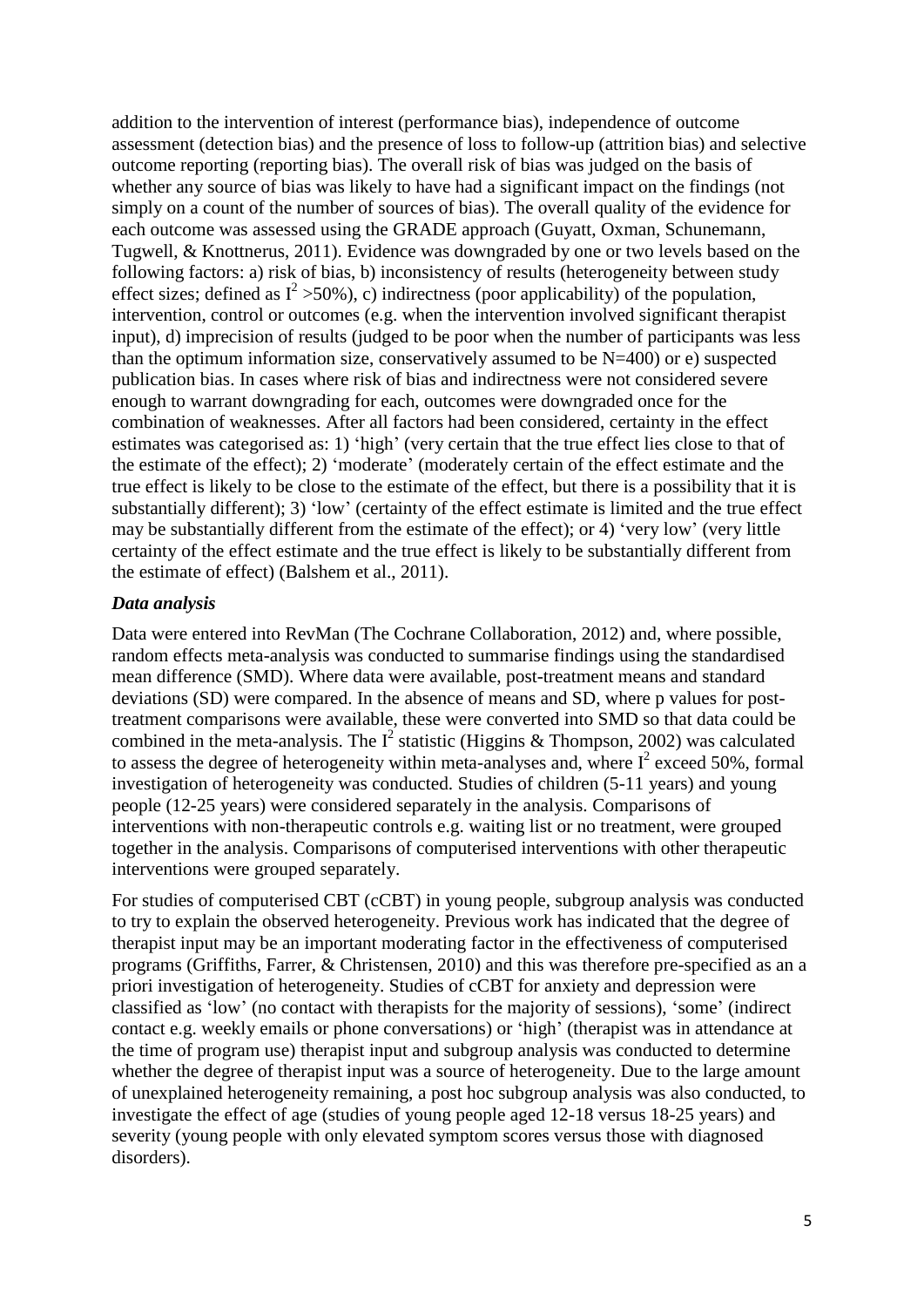addition to the intervention of interest (performance bias), independence of outcome assessment (detection bias) and the presence of loss to follow-up (attrition bias) and selective outcome reporting (reporting bias). The overall risk of bias was judged on the basis of whether any source of bias was likely to have had a significant impact on the findings (not simply on a count of the number of sources of bias). The overall quality of the evidence for each outcome was assessed using the GRADE approach (Guyatt, Oxman, Schunemann, Tugwell, & Knottnerus, 2011). Evidence was downgraded by one or two levels based on the following factors: a) risk of bias, b) inconsistency of results (heterogeneity between study effect sizes; defined as $I^2$ >50%), c) indirectness (poor applicability) of the population, intervention, control or outcomes (e.g. when the intervention involved significant therapist input), d) imprecision of results (judged to be poor when the number of participants was less than the optimum information size, conservatively assumed to be N=400) or e) suspected publication bias. In cases where risk of bias and indirectness were not considered severe enough to warrant downgrading for each, outcomes were downgraded once for the combination of weaknesses. After all factors had been considered, certainty in the effect estimates was categorised as: 1) 'high' (very certain that the true effect lies close to that of the estimate of the effect); 2) 'moderate' (moderately certain of the effect estimate and the true effect is likely to be close to the estimate of the effect, but there is a possibility that it is substantially different); 3) 'low' (certainty of the effect estimate is limited and the true effect may be substantially different from the estimate of the effect); or 4) 'very low' (very little certainty of the effect estimate and the true effect is likely to be substantially different from the estimate of effect) (Balshem et al., 2011).

### *Data analysis*

Data were entered into RevMan (The Cochrane Collaboration, 2012) and, where possible, random effects meta-analysis was conducted to summarise findings using the standardised mean difference (SMD). Where data were available, post-treatment means and standard deviations (SD) were compared. In the absence of means and SD, where p values for post-treatment comparisons were available, these were converted into SMD so that data could be combined in the meta-analysis. The $I^2$ statistic (Higgins & Thompson, 2002) was calculated to assess the degree of heterogeneity within meta-analyses and, where $I^2$ exceed 50%, formal investigation of heterogeneity was conducted. Studies of children (5-11 years) and young people (12-25 years) were considered separately in the analysis. Comparisons of interventions with non-therapeutic controls e.g. waiting list or no treatment, were grouped together in the analysis. Comparisons of computerised interventions with other therapeutic interventions were grouped separately.

For studies of computerised CBT (cCBT) in young people, subgroup analysis was conducted to try to explain the observed heterogeneity. Previous work has indicated that the degree of therapist input may be an important moderating factor in the effectiveness of computerised programs (Griffiths, Farrer, & Christensen, 2010) and this was therefore pre-specified as an a priori investigation of heterogeneity. Studies of cCBT for anxiety and depression were classified as 'low' (no contact with therapists for the majority of sessions), 'some' (indirect contact e.g. weekly emails or phone conversations) or 'high' (therapist was in attendance at the time of program use) therapist input and subgroup analysis was conducted to determine whether the degree of therapist input was a source of heterogeneity. Due to the large amount of unexplained heterogeneity remaining, a post hoc subgroup analysis was also conducted, to investigate the effect of age (studies of young people aged 12-18 versus 18-25 years) and severity (young people with only elevated symptom scores versus those with diagnosed disorders).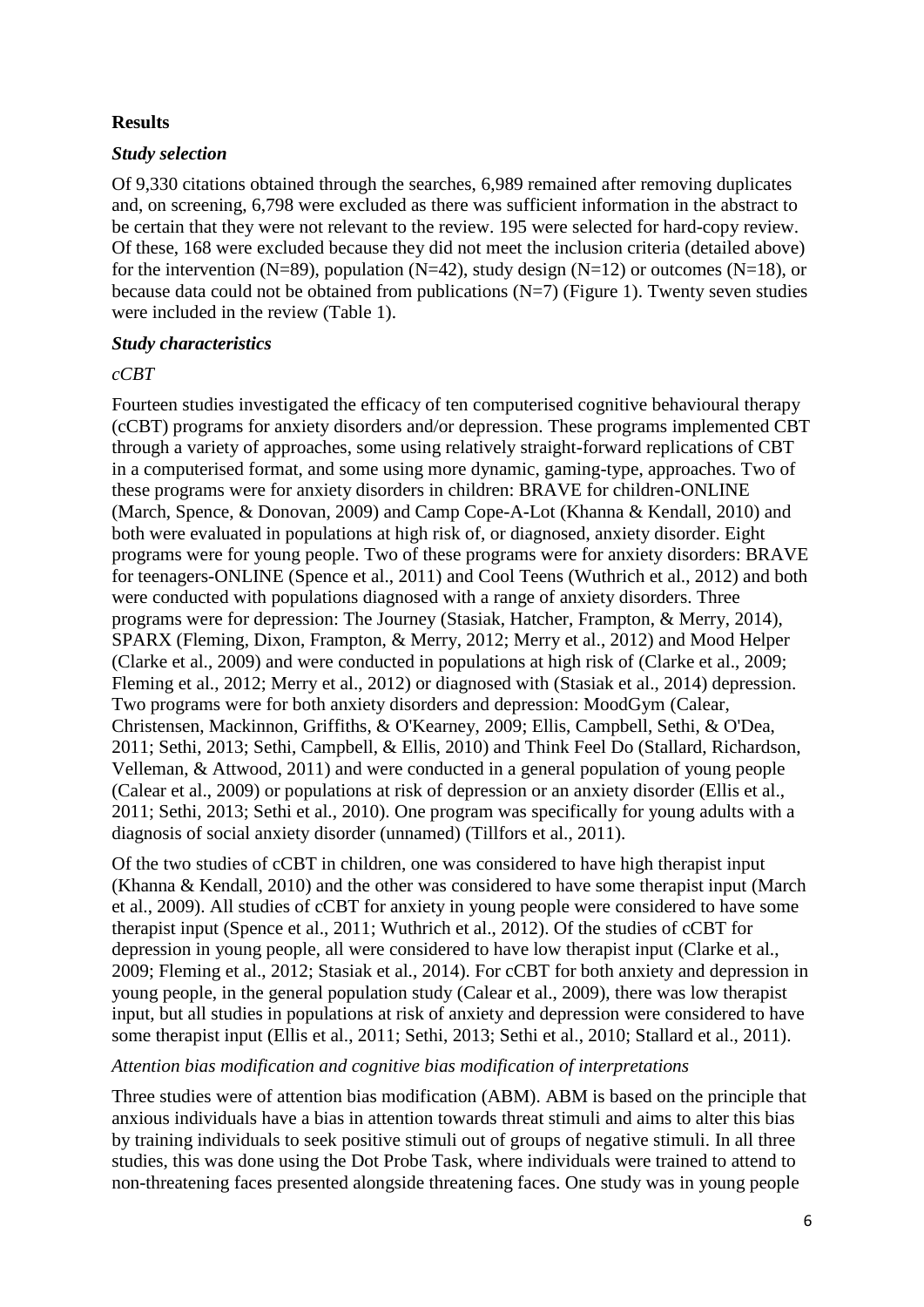## Results

### *Study selection*

Of 9,330 citations obtained through the searches, 6,989 remained after removing duplicates and, on screening, 6,798 were excluded as there was sufficient information in the abstract to be certain that they were not relevant to the review. 195 were selected for hard-copy review. Of these, 168 were excluded because they did not meet the inclusion criteria (detailed above) for the intervention (N=89), population (N=42), study design (N=12) or outcomes (N=18), or because data could not be obtained from publications (N=7) (Figure 1). Twenty seven studies were included in the review (Table 1).

### *Study characteristics*

#### *cCBT*

Fourteen studies investigated the efficacy of ten computerised cognitive behavioural therapy (cCBT) programs for anxiety disorders and/or depression. These programs implemented CBT through a variety of approaches, some using relatively straight-forward replications of CBT in a computerised format, and some using more dynamic, gaming-type, approaches. Two of these programs were for anxiety disorders in children: BRAVE for children-ONLINE (March, Spence, & Donovan, 2009) and Camp Cope-A-Lot (Khanna & Kendall, 2010) and both were evaluated in populations at high risk of, or diagnosed, anxiety disorder. Eight programs were for young people. Two of these programs were for anxiety disorders: BRAVE for teenagers-ONLINE (Spence et al., 2011) and Cool Teens (Wuthrich et al., 2012) and both were conducted with populations diagnosed with a range of anxiety disorders. Three programs were for depression: The Journey (Stasiak, Hatcher, Frampton, & Merry, 2014), SPARX (Fleming, Dixon, Frampton, & Merry, 2012; Merry et al., 2012) and Mood Helper (Clarke et al., 2009) and were conducted in populations at high risk of (Clarke et al., 2009; Fleming et al., 2012; Merry et al., 2012) or diagnosed with (Stasiak et al., 2014) depression. Two programs were for both anxiety disorders and depression: MoodGym (Calear, Christensen, Mackinnon, Griffiths, & O'Kearney, 2009; Ellis, Campbell, Sethi, & O'Dea, 2011; Sethi, 2013; Sethi, Campbell, & Ellis, 2010) and Think Feel Do (Stallard, Richardson, Velleman, & Attwood, 2011) and were conducted in a general population of young people (Calear et al., 2009) or populations at risk of depression or an anxiety disorder (Ellis et al., 2011; Sethi, 2013; Sethi et al., 2010). One program was specifically for young adults with a diagnosis of social anxiety disorder (unnamed) (Tillfors et al., 2011).

Of the two studies of cCBT in children, one was considered to have high therapist input (Khanna & Kendall, 2010) and the other was considered to have some therapist input (March et al., 2009). All studies of cCBT for anxiety in young people were considered to have some therapist input (Spence et al., 2011; Wuthrich et al., 2012). Of the studies of cCBT for depression in young people, all were considered to have low therapist input (Clarke et al., 2009; Fleming et al., 2012; Stasiak et al., 2014). For cCBT for both anxiety and depression in young people, in the general population study (Calear et al., 2009), there was low therapist input, but all studies in populations at risk of anxiety and depression were considered to have some therapist input (Ellis et al., 2011; Sethi, 2013; Sethi et al., 2010; Stallard et al., 2011).

#### *Attention bias modification and cognitive bias modification of interpretations*

Three studies were of attention bias modification (ABM). ABM is based on the principle that anxious individuals have a bias in attention towards threat stimuli and aims to alter this bias by training individuals to seek positive stimuli out of groups of negative stimuli. In all three studies, this was done using the Dot Probe Task, where individuals were trained to attend to non-threatening faces presented alongside threatening faces. One study was in young people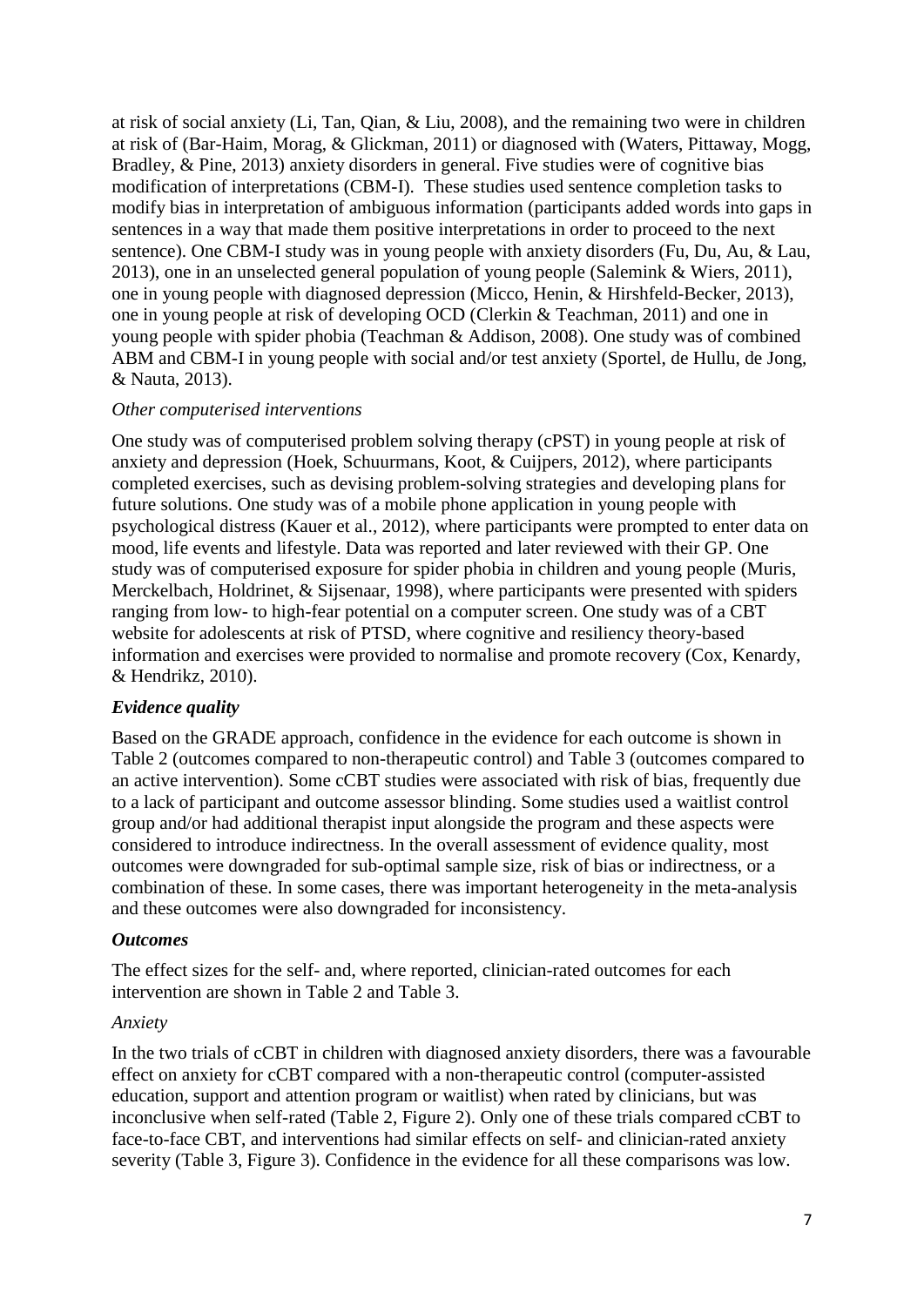at risk of social anxiety (Li, Tan, Qian, & Liu, 2008), and the remaining two were in children at risk of (Bar-Haim, Morag, & Glickman, 2011) or diagnosed with (Waters, Pittaway, Mogg, Bradley, & Pine, 2013) anxiety disorders in general. Five studies were of cognitive bias modification of interpretations (CBM-I). These studies used sentence completion tasks to modify bias in interpretation of ambiguous information (participants added words into gaps in sentences in a way that made them positive interpretations in order to proceed to the next sentence). One CBM-I study was in young people with anxiety disorders (Fu, Du, Au, & Lau, 2013), one in an unselected general population of young people (Salemink & Wiers, 2011), one in young people with diagnosed depression (Micco, Henin, & Hirshfeld-Becker, 2013), one in young people at risk of developing OCD (Clerkin & Teachman, 2011) and one in young people with spider phobia (Teachman & Addison, 2008). One study was of combined ABM and CBM-I in young people with social and/or test anxiety (Sportel, de Hullu, de Jong, & Nauta, 2013).

*Other computerised interventions*

One study was of computerised problem solving therapy (cPST) in young people at risk of anxiety and depression (Hoek, Schuurmans, Koot, & Cuijpers, 2012), where participants completed exercises, such as devising problem-solving strategies and developing plans for future solutions. One study was of a mobile phone application in young people with psychological distress (Kauer et al., 2012), where participants were prompted to enter data on mood, life events and lifestyle. Data was reported and later reviewed with their GP. One study was of computerised exposure for spider phobia in children and young people (Muris, Merckelbach, Holdrinet, & Sijsenaar, 1998), where participants were presented with spiders ranging from low- to high-fear potential on a computer screen. One study was of a CBT website for adolescents at risk of PTSD, where cognitive and resiliency theory-based information and exercises were provided to normalise and promote recovery (Cox, Kenardy, & Hendrikz, 2010).

***Evidence quality***

Based on the GRADE approach, confidence in the evidence for each outcome is shown in Table 2 (outcomes compared to non-therapeutic control) and Table 3 (outcomes compared to an active intervention). Some cCBT studies were associated with risk of bias, frequently due to a lack of participant and outcome assessor blinding. Some studies used a waitlist control group and/or had additional therapist input alongside the program and these aspects were considered to introduce indirectness. In the overall assessment of evidence quality, most outcomes were downgraded for sub-optimal sample size, risk of bias or indirectness, or a combination of these. In some cases, there was important heterogeneity in the meta-analysis and these outcomes were also downgraded for inconsistency.

***Outcomes***

The effect sizes for the self- and, where reported, clinician-rated outcomes for each intervention are shown in Table 2 and Table 3.

*Anxiety*

In the two trials of cCBT in children with diagnosed anxiety disorders, there was a favourable effect on anxiety for cCBT compared with a non-therapeutic control (computer-assisted education, support and attention program or waitlist) when rated by clinicians, but was inconclusive when self-rated (Table 2, Figure 2). Only one of these trials compared cCBT to face-to-face CBT, and interventions had similar effects on self- and clinician-rated anxiety severity (Table 3, Figure 3). Confidence in the evidence for all these comparisons was low.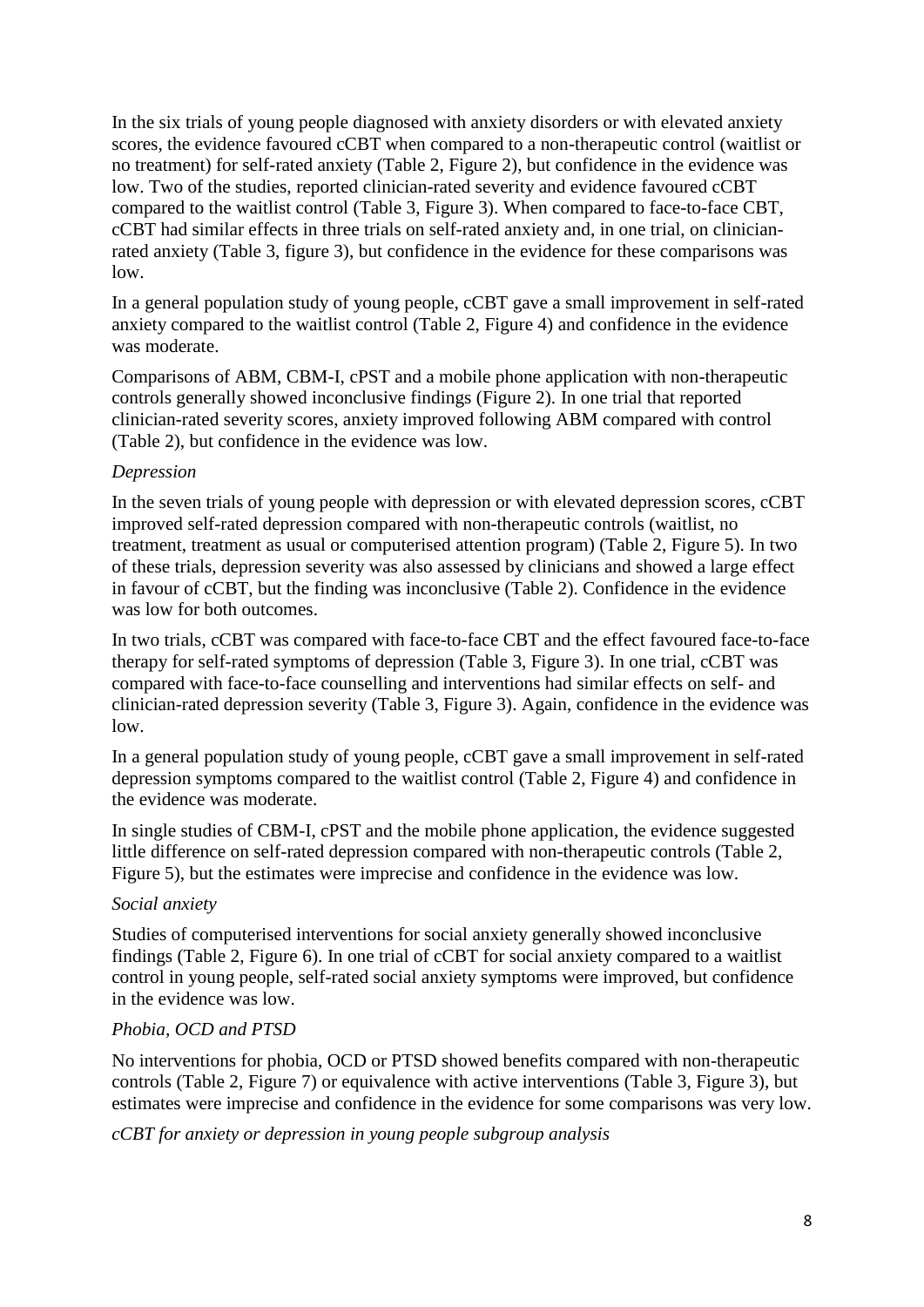In the six trials of young people diagnosed with anxiety disorders or with elevated anxiety scores, the evidence favoured cCBT when compared to a non-therapeutic control (waitlist or no treatment) for self-rated anxiety (Table 2, Figure 2), but confidence in the evidence was low. Two of the studies, reported clinician-rated severity and evidence favoured cCBT compared to the waitlist control (Table 3, Figure 3). When compared to face-to-face CBT, cCBT had similar effects in three trials on self-rated anxiety and, in one trial, on clinician-rated anxiety (Table 3, figure 3), but confidence in the evidence for these comparisons was low.

In a general population study of young people, cCBT gave a small improvement in self-rated anxiety compared to the waitlist control (Table 2, Figure 4) and confidence in the evidence was moderate.

Comparisons of ABM, CBM-I, cPST and a mobile phone application with non-therapeutic controls generally showed inconclusive findings (Figure 2). In one trial that reported clinician-rated severity scores, anxiety improved following ABM compared with control (Table 2), but confidence in the evidence was low.

*Depression*

In the seven trials of young people with depression or with elevated depression scores, cCBT improved self-rated depression compared with non-therapeutic controls (waitlist, no treatment, treatment as usual or computerised attention program) (Table 2, Figure 5). In two of these trials, depression severity was also assessed by clinicians and showed a large effect in favour of cCBT, but the finding was inconclusive (Table 2). Confidence in the evidence was low for both outcomes.

In two trials, cCBT was compared with face-to-face CBT and the effect favoured face-to-face therapy for self-rated symptoms of depression (Table 3, Figure 3). In one trial, cCBT was compared with face-to-face counselling and interventions had similar effects on self- and clinician-rated depression severity (Table 3, Figure 3). Again, confidence in the evidence was low.

In a general population study of young people, cCBT gave a small improvement in self-rated depression symptoms compared to the waitlist control (Table 2, Figure 4) and confidence in the evidence was moderate.

In single studies of CBM-I, cPST and the mobile phone application, the evidence suggested little difference on self-rated depression compared with non-therapeutic controls (Table 2, Figure 5), but the estimates were imprecise and confidence in the evidence was low.

*Social anxiety*

Studies of computerised interventions for social anxiety generally showed inconclusive findings (Table 2, Figure 6). In one trial of cCBT for social anxiety compared to a waitlist control in young people, self-rated social anxiety symptoms were improved, but confidence in the evidence was low.

*Phobia, OCD and PTSD*

No interventions for phobia, OCD or PTSD showed benefits compared with non-therapeutic controls (Table 2, Figure 7) or equivalence with active interventions (Table 3, Figure 3), but estimates were imprecise and confidence in the evidence for some comparisons was very low.

*cCBT for anxiety or depression in young people subgroup analysis*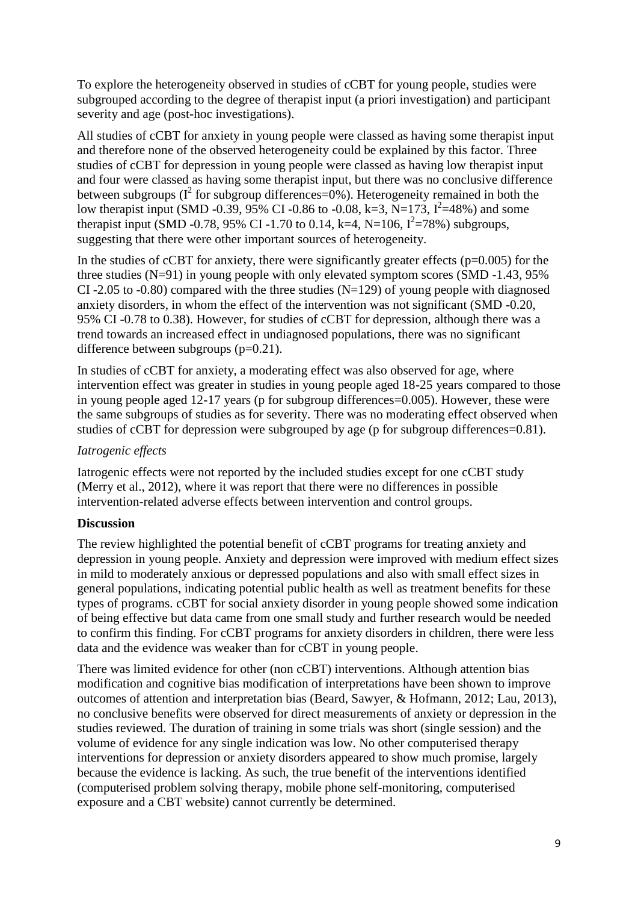To explore the heterogeneity observed in studies of cCBT for young people, studies were subgrouped according to the degree of therapist input (a priori investigation) and participant severity and age (post-hoc investigations).

All studies of cCBT for anxiety in young people were classed as having some therapist input and therefore none of the observed heterogeneity could be explained by this factor. Three studies of cCBT for depression in young people were classed as having low therapist input and four were classed as having some therapist input, but there was no conclusive difference between subgroups ($I^2$ for subgroup differences=0%). Heterogeneity remained in both the low therapist input (SMD -0.39, 95% CI -0.86 to -0.08, k=3, N=173, $I^2$=48%) and some therapist input (SMD -0.78, 95% CI -1.70 to 0.14, k=4, N=106, $I^2$=78%) subgroups, suggesting that there were other important sources of heterogeneity.

In the studies of cCBT for anxiety, there were significantly greater effects (p=0.005) for the three studies (N=91) in young people with only elevated symptom scores (SMD -1.43, 95% CI -2.05 to -0.80) compared with the three studies (N=129) of young people with diagnosed anxiety disorders, in whom the effect of the intervention was not significant (SMD -0.20, 95% CI -0.78 to 0.38). However, for studies of cCBT for depression, although there was a trend towards an increased effect in undiagnosed populations, there was no significant difference between subgroups (p=0.21).

In studies of cCBT for anxiety, a moderating effect was also observed for age, where intervention effect was greater in studies in young people aged 18-25 years compared to those in young people aged 12-17 years (p for subgroup differences=0.005). However, these were the same subgroups of studies as for severity. There was no moderating effect observed when studies of cCBT for depression were subgrouped by age (p for subgroup differences=0.81).

*Iatrogenic effects*

Iatrogenic effects were not reported by the included studies except for one cCBT study (Merry et al., 2012), where it was report that there were no differences in possible intervention-related adverse effects between intervention and control groups.

**Discussion**

The review highlighted the potential benefit of cCBT programs for treating anxiety and depression in young people. Anxiety and depression were improved with medium effect sizes in mild to moderately anxious or depressed populations and also with small effect sizes in general populations, indicating potential public health as well as treatment benefits for these types of programs. cCBT for social anxiety disorder in young people showed some indication of being effective but data came from one small study and further research would be needed to confirm this finding. For cCBT programs for anxiety disorders in children, there were less data and the evidence was weaker than for cCBT in young people.

There was limited evidence for other (non cCBT) interventions. Although attention bias modification and cognitive bias modification of interpretations have been shown to improve outcomes of attention and interpretation bias (Beard, Sawyer, & Hofmann, 2012; Lau, 2013), no conclusive benefits were observed for direct measurements of anxiety or depression in the studies reviewed. The duration of training in some trials was short (single session) and the volume of evidence for any single indication was low. No other computerised therapy interventions for depression or anxiety disorders appeared to show much promise, largely because the evidence is lacking. As such, the true benefit of the interventions identified (computerised problem solving therapy, mobile phone self-monitoring, computerised exposure and a CBT website) cannot currently be determined.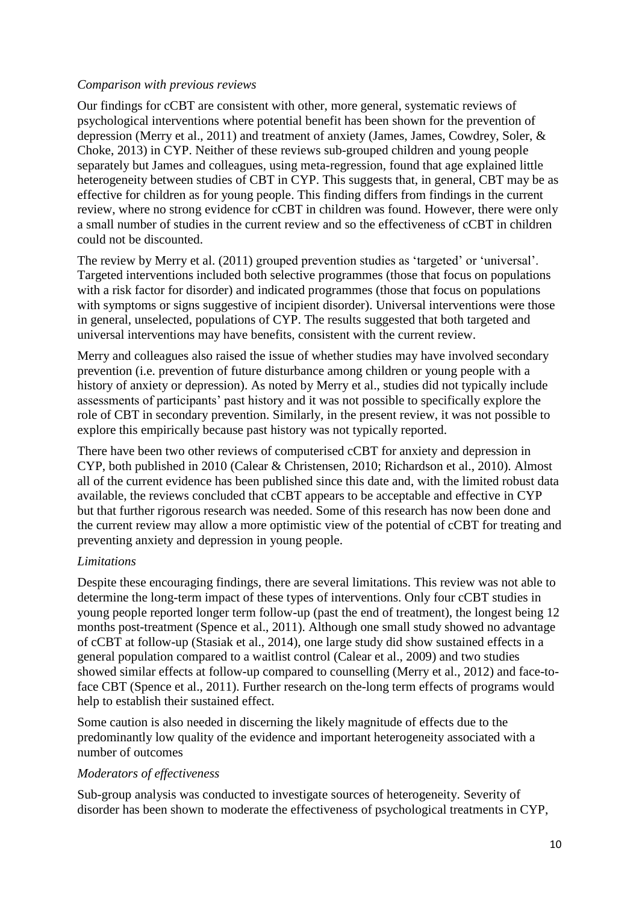*Comparison with previous reviews*

Our findings for cCBT are consistent with other, more general, systematic reviews of psychological interventions where potential benefit has been shown for the prevention of depression (Merry et al., 2011) and treatment of anxiety (James, James, Cowdrey, Soler, & Choke, 2013) in CYP. Neither of these reviews sub-grouped children and young people separately but James and colleagues, using meta-regression, found that age explained little heterogeneity between studies of CBT in CYP. This suggests that, in general, CBT may be as effective for children as for young people. This finding differs from findings in the current review, where no strong evidence for cCBT in children was found. However, there were only a small number of studies in the current review and so the effectiveness of cCBT in children could not be discounted.

The review by Merry et al. (2011) grouped prevention studies as 'targeted' or 'universal'. Targeted interventions included both selective programmes (those that focus on populations with a risk factor for disorder) and indicated programmes (those that focus on populations with symptoms or signs suggestive of incipient disorder). Universal interventions were those in general, unselected, populations of CYP. The results suggested that both targeted and universal interventions may have benefits, consistent with the current review.

Merry and colleagues also raised the issue of whether studies may have involved secondary prevention (i.e. prevention of future disturbance among children or young people with a history of anxiety or depression). As noted by Merry et al., studies did not typically include assessments of participants' past history and it was not possible to specifically explore the role of CBT in secondary prevention. Similarly, in the present review, it was not possible to explore this empirically because past history was not typically reported.

There have been two other reviews of computerised cCBT for anxiety and depression in CYP, both published in 2010 (Calear & Christensen, 2010; Richardson et al., 2010). Almost all of the current evidence has been published since this date and, with the limited robust data available, the reviews concluded that cCBT appears to be acceptable and effective in CYP but that further rigorous research was needed. Some of this research has now been done and the current review may allow a more optimistic view of the potential of cCBT for treating and preventing anxiety and depression in young people.

*Limitations*

Despite these encouraging findings, there are several limitations. This review was not able to determine the long-term impact of these types of interventions. Only four cCBT studies in young people reported longer term follow-up (past the end of treatment), the longest being 12 months post-treatment (Spence et al., 2011). Although one small study showed no advantage of cCBT at follow-up (Stasiak et al., 2014), one large study did show sustained effects in a general population compared to a waitlist control (Calear et al., 2009) and two studies showed similar effects at follow-up compared to counselling (Merry et al., 2012) and face-to-face CBT (Spence et al., 2011). Further research on the-long term effects of programs would help to establish their sustained effect.

Some caution is also needed in discerning the likely magnitude of effects due to the predominantly low quality of the evidence and important heterogeneity associated with a number of outcomes

*Moderators of effectiveness*

Sub-group analysis was conducted to investigate sources of heterogeneity. Severity of disorder has been shown to moderate the effectiveness of psychological treatments in CYP,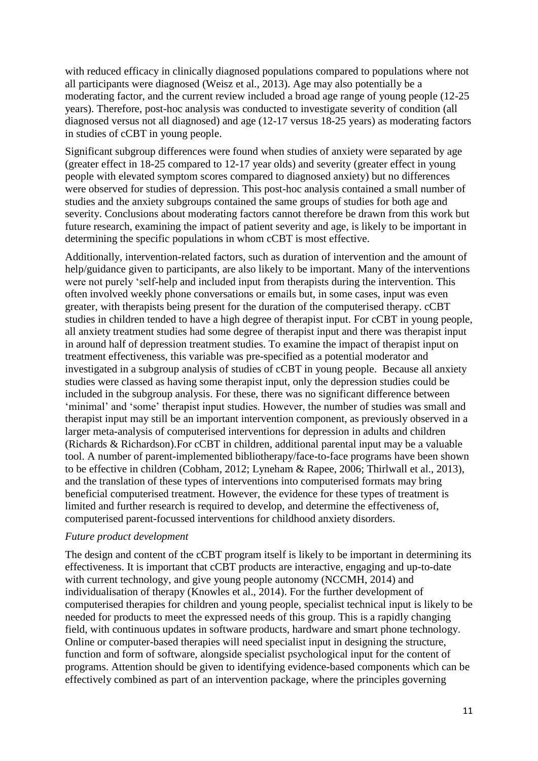with reduced efficacy in clinically diagnosed populations compared to populations where not all participants were diagnosed (Weisz et al., 2013). Age may also potentially be a moderating factor, and the current review included a broad age range of young people (12-25 years). Therefore, post-hoc analysis was conducted to investigate severity of condition (all diagnosed versus not all diagnosed) and age (12-17 versus 18-25 years) as moderating factors in studies of cCBT in young people.

Significant subgroup differences were found when studies of anxiety were separated by age (greater effect in 18-25 compared to 12-17 year olds) and severity (greater effect in young people with elevated symptom scores compared to diagnosed anxiety) but no differences were observed for studies of depression. This post-hoc analysis contained a small number of studies and the anxiety subgroups contained the same groups of studies for both age and severity. Conclusions about moderating factors cannot therefore be drawn from this work but future research, examining the impact of patient severity and age, is likely to be important in determining the specific populations in whom cCBT is most effective.

Additionally, intervention-related factors, such as duration of intervention and the amount of help/guidance given to participants, are also likely to be important. Many of the interventions were not purely 'self-help and included input from therapists during the intervention. This often involved weekly phone conversations or emails but, in some cases, input was even greater, with therapists being present for the duration of the computerised therapy. cCBT studies in children tended to have a high degree of therapist input. For cCBT in young people, all anxiety treatment studies had some degree of therapist input and there was therapist input in around half of depression treatment studies. To examine the impact of therapist input on treatment effectiveness, this variable was pre-specified as a potential moderator and investigated in a subgroup analysis of studies of cCBT in young people. Because all anxiety studies were classed as having some therapist input, only the depression studies could be included in the subgroup analysis. For these, there was no significant difference between 'minimal' and 'some' therapist input studies. However, the number of studies was small and therapist input may still be an important intervention component, as previously observed in a larger meta-analysis of computerised interventions for depression in adults and children (Richards & Richardson).For cCBT in children, additional parental input may be a valuable tool. A number of parent-implemented bibliotherapy/face-to-face programs have been shown to be effective in children (Cobham, 2012; Lyneham & Rapee, 2006; Thirlwall et al., 2013), and the translation of these types of interventions into computerised formats may bring beneficial computerised treatment. However, the evidence for these types of treatment is limited and further research is required to develop, and determine the effectiveness of, computerised parent-focussed interventions for childhood anxiety disorders.

*Future product development*

The design and content of the cCBT program itself is likely to be important in determining its effectiveness. It is important that cCBT products are interactive, engaging and up-to-date with current technology, and give young people autonomy (NCCMH, 2014) and individualisation of therapy (Knowles et al., 2014). For the further development of computerised therapies for children and young people, specialist technical input is likely to be needed for products to meet the expressed needs of this group. This is a rapidly changing field, with continuous updates in software products, hardware and smart phone technology. Online or computer-based therapies will need specialist input in designing the structure, function and form of software, alongside specialist psychological input for the content of programs. Attention should be given to identifying evidence-based components which can be effectively combined as part of an intervention package, where the principles governing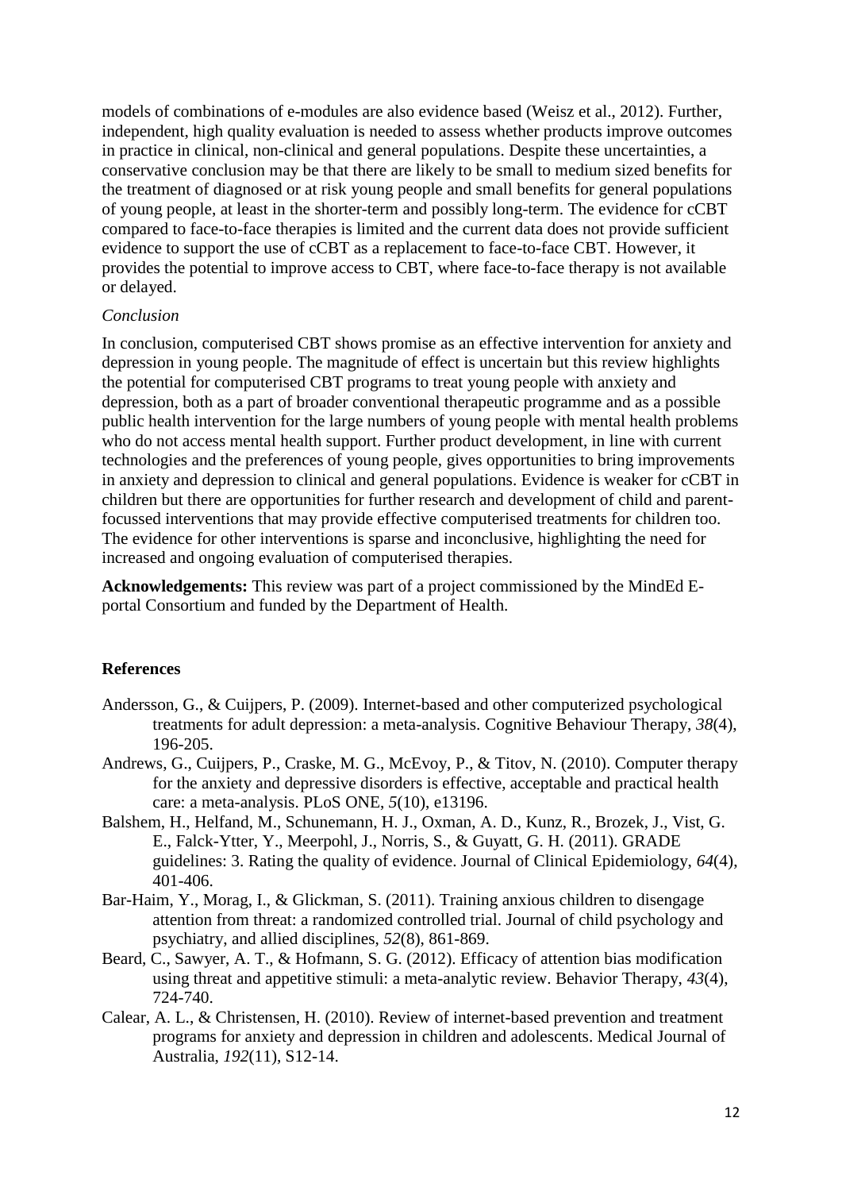models of combinations of e-modules are also evidence based (Weisz et al., 2012). Further, independent, high quality evaluation is needed to assess whether products improve outcomes in practice in clinical, non-clinical and general populations. Despite these uncertainties, a conservative conclusion may be that there are likely to be small to medium sized benefits for the treatment of diagnosed or at risk young people and small benefits for general populations of young people, at least in the shorter-term and possibly long-term. The evidence for cCBT compared to face-to-face therapies is limited and the current data does not provide sufficient evidence to support the use of cCBT as a replacement to face-to-face CBT. However, it provides the potential to improve access to CBT, where face-to-face therapy is not available or delayed.

*Conclusion*

In conclusion, computerised CBT shows promise as an effective intervention for anxiety and depression in young people. The magnitude of effect is uncertain but this review highlights the potential for computerised CBT programs to treat young people with anxiety and depression, both as a part of broader conventional therapeutic programme and as a possible public health intervention for the large numbers of young people with mental health problems who do not access mental health support. Further product development, in line with current technologies and the preferences of young people, gives opportunities to bring improvements in anxiety and depression to clinical and general populations. Evidence is weaker for cCBT in children but there are opportunities for further research and development of child and parent-focussed interventions that may provide effective computerised treatments for children too. The evidence for other interventions is sparse and inconclusive, highlighting the need for increased and ongoing evaluation of computerised therapies.

**Acknowledgements:** This review was part of a project commissioned by the MindEd E-portal Consortium and funded by the Department of Health.

**References**

Andersson, G., & Cuijpers, P. (2009). Internet-based and other computerized psychological treatments for adult depression: a meta-analysis. Cognitive Behaviour Therapy, *38*(4), 196-205.

Andrews, G., Cuijpers, P., Craske, M. G., McEvoy, P., & Titov, N. (2010). Computer therapy for the anxiety and depressive disorders is effective, acceptable and practical health care: a meta-analysis. PLoS ONE, *5*(10), e13196.

Balshem, H., Helfand, M., Schunemann, H. J., Oxman, A. D., Kunz, R., Brozek, J., Vist, G. E., Falck-Ytter, Y., Meerpohl, J., Norris, S., & Guyatt, G. H. (2011). GRADE guidelines: 3. Rating the quality of evidence. Journal of Clinical Epidemiology, *64*(4), 401-406.

Bar-Haim, Y., Morag, I., & Glickman, S. (2011). Training anxious children to disengage attention from threat: a randomized controlled trial. Journal of child psychology and psychiatry, and allied disciplines, *52*(8), 861-869.

Beard, C., Sawyer, A. T., & Hofmann, S. G. (2012). Efficacy of attention bias modification using threat and appetitive stimuli: a meta-analytic review. Behavior Therapy, *43*(4), 724-740.

Calear, A. L., & Christensen, H. (2010). Review of internet-based prevention and treatment programs for anxiety and depression in children and adolescents. Medical Journal of Australia, *192*(11), S12-14.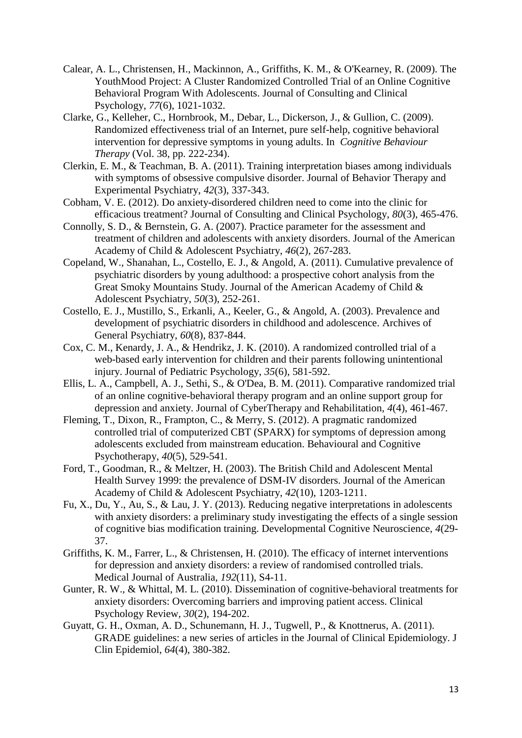Calear, A. L., Christensen, H., Mackinnon, A., Griffiths, K. M., & O'Kearney, R. (2009). The YouthMood Project: A Cluster Randomized Controlled Trial of an Online Cognitive Behavioral Program With Adolescents. Journal of Consulting and Clinical Psychology, *77*(6), 1021-1032.

Clarke, G., Kelleher, C., Hornbrook, M., Debar, L., Dickerson, J., & Gullion, C. (2009). Randomized effectiveness trial of an Internet, pure self-help, cognitive behavioral intervention for depressive symptoms in young adults. In *Cognitive Behaviour Therapy* (Vol. 38, pp. 222-234).

Clerkin, E. M., & Teachman, B. A. (2011). Training interpretation biases among individuals with symptoms of obsessive compulsive disorder. Journal of Behavior Therapy and Experimental Psychiatry, *42*(3), 337-343.

Cobham, V. E. (2012). Do anxiety-disordered children need to come into the clinic for efficacious treatment? Journal of Consulting and Clinical Psychology, *80*(3), 465-476.

Connolly, S. D., & Bernstein, G. A. (2007). Practice parameter for the assessment and treatment of children and adolescents with anxiety disorders. Journal of the American Academy of Child & Adolescent Psychiatry, *46*(2), 267-283.

Copeland, W., Shanahan, L., Costello, E. J., & Angold, A. (2011). Cumulative prevalence of psychiatric disorders by young adulthood: a prospective cohort analysis from the Great Smoky Mountains Study. Journal of the American Academy of Child & Adolescent Psychiatry, *50*(3), 252-261.

Costello, E. J., Mustillo, S., Erkanli, A., Keeler, G., & Angold, A. (2003). Prevalence and development of psychiatric disorders in childhood and adolescence. Archives of General Psychiatry, *60*(8), 837-844.

Cox, C. M., Kenardy, J. A., & Hendrikz, J. K. (2010). A randomized controlled trial of a web-based early intervention for children and their parents following unintentional injury. Journal of Pediatric Psychology, *35*(6), 581-592.

Ellis, L. A., Campbell, A. J., Sethi, S., & O'Dea, B. M. (2011). Comparative randomized trial of an online cognitive-behavioral therapy program and an online support group for depression and anxiety. Journal of CyberTherapy and Rehabilitation, *4*(4), 461-467.

Fleming, T., Dixon, R., Frampton, C., & Merry, S. (2012). A pragmatic randomized controlled trial of computerized CBT (SPARX) for symptoms of depression among adolescents excluded from mainstream education. Behavioural and Cognitive Psychotherapy, *40*(5), 529-541.

Ford, T., Goodman, R., & Meltzer, H. (2003). The British Child and Adolescent Mental Health Survey 1999: the prevalence of DSM-IV disorders. Journal of the American Academy of Child & Adolescent Psychiatry, *42*(10), 1203-1211.

Fu, X., Du, Y., Au, S., & Lau, J. Y. (2013). Reducing negative interpretations in adolescents with anxiety disorders: a preliminary study investigating the effects of a single session of cognitive bias modification training. Developmental Cognitive Neuroscience, *4*(29-37.

Griffiths, K. M., Farrer, L., & Christensen, H. (2010). The efficacy of internet interventions for depression and anxiety disorders: a review of randomised controlled trials. Medical Journal of Australia, *192*(11), S4-11.

Gunter, R. W., & Whittal, M. L. (2010). Dissemination of cognitive-behavioral treatments for anxiety disorders: Overcoming barriers and improving patient access. Clinical Psychology Review, *30*(2), 194-202.

Guyatt, G. H., Oxman, A. D., Schunemann, H. J., Tugwell, P., & Knottnerus, A. (2011). GRADE guidelines: a new series of articles in the Journal of Clinical Epidemiology. J Clin Epidemiol, *64*(4), 380-382.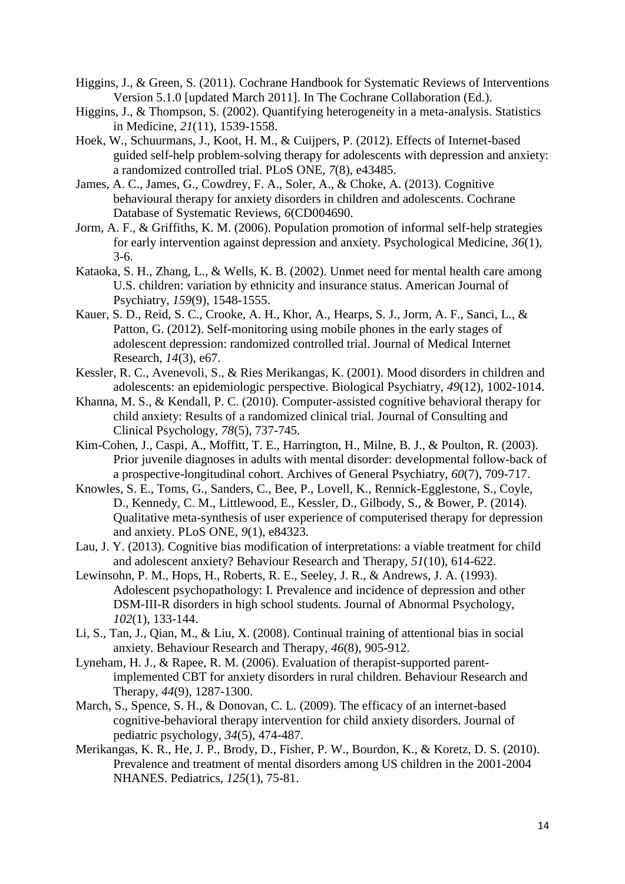Higgins, J., & Green, S. (2011). Cochrane Handbook for Systematic Reviews of Interventions Version 5.1.0 [updated March 2011]. In The Cochrane Collaboration (Ed.).

Higgins, J., & Thompson, S. (2002). Quantifying heterogeneity in a meta-analysis. Statistics in Medicine, *21*(11), 1539-1558.

Hoek, W., Schuurmans, J., Koot, H. M., & Cuijpers, P. (2012). Effects of Internet-based guided self-help problem-solving therapy for adolescents with depression and anxiety: a randomized controlled trial. PLoS ONE, *7*(8), e43485.

James, A. C., James, G., Cowdrey, F. A., Soler, A., & Choke, A. (2013). Cognitive behavioural therapy for anxiety disorders in children and adolescents. Cochrane Database of Systematic Reviews, *6*(CD004690.

Jorm, A. F., & Griffiths, K. M. (2006). Population promotion of informal self-help strategies for early intervention against depression and anxiety. Psychological Medicine, *36*(1), 3-6.

Kataoka, S. H., Zhang, L., & Wells, K. B. (2002). Unmet need for mental health care among U.S. children: variation by ethnicity and insurance status. American Journal of Psychiatry, *159*(9), 1548-1555.

Kauer, S. D., Reid, S. C., Crooke, A. H., Khor, A., Hearps, S. J., Jorm, A. F., Sanci, L., & Patton, G. (2012). Self-monitoring using mobile phones in the early stages of adolescent depression: randomized controlled trial. Journal of Medical Internet Research, *14*(3), e67.

Kessler, R. C., Avenevoli, S., & Ries Merikangas, K. (2001). Mood disorders in children and adolescents: an epidemiologic perspective. Biological Psychiatry, *49*(12), 1002-1014.

Khanna, M. S., & Kendall, P. C. (2010). Computer-assisted cognitive behavioral therapy for child anxiety: Results of a randomized clinical trial. Journal of Consulting and Clinical Psychology, *78*(5), 737-745.

Kim-Cohen, J., Caspi, A., Moffitt, T. E., Harrington, H., Milne, B. J., & Poulton, R. (2003). Prior juvenile diagnoses in adults with mental disorder: developmental follow-back of a prospective-longitudinal cohort. Archives of General Psychiatry, *60*(7), 709-717.

Knowles, S. E., Toms, G., Sanders, C., Bee, P., Lovell, K., Rennick-Egglestone, S., Coyle, D., Kennedy, C. M., Littlewood, E., Kessler, D., Gilbody, S., & Bower, P. (2014). Qualitative meta-synthesis of user experience of computerised therapy for depression and anxiety. PLoS ONE, *9*(1), e84323.

Lau, J. Y. (2013). Cognitive bias modification of interpretations: a viable treatment for child and adolescent anxiety? Behaviour Research and Therapy, *51*(10), 614-622.

Lewinsohn, P. M., Hops, H., Roberts, R. E., Seeley, J. R., & Andrews, J. A. (1993). Adolescent psychopathology: I. Prevalence and incidence of depression and other DSM-III-R disorders in high school students. Journal of Abnormal Psychology, *102*(1), 133-144.

Li, S., Tan, J., Qian, M., & Liu, X. (2008). Continual training of attentional bias in social anxiety. Behaviour Research and Therapy, *46*(8), 905-912.

Lyneham, H. J., & Rapee, R. M. (2006). Evaluation of therapist-supported parent-implemented CBT for anxiety disorders in rural children. Behaviour Research and Therapy, *44*(9), 1287-1300.

March, S., Spence, S. H., & Donovan, C. L. (2009). The efficacy of an internet-based cognitive-behavioral therapy intervention for child anxiety disorders. Journal of pediatric psychology, *34*(5), 474-487.

Merikangas, K. R., He, J. P., Brody, D., Fisher, P. W., Bourdon, K., & Koretz, D. S. (2010). Prevalence and treatment of mental disorders among US children in the 2001-2004 NHANES. Pediatrics, *125*(1), 75-81.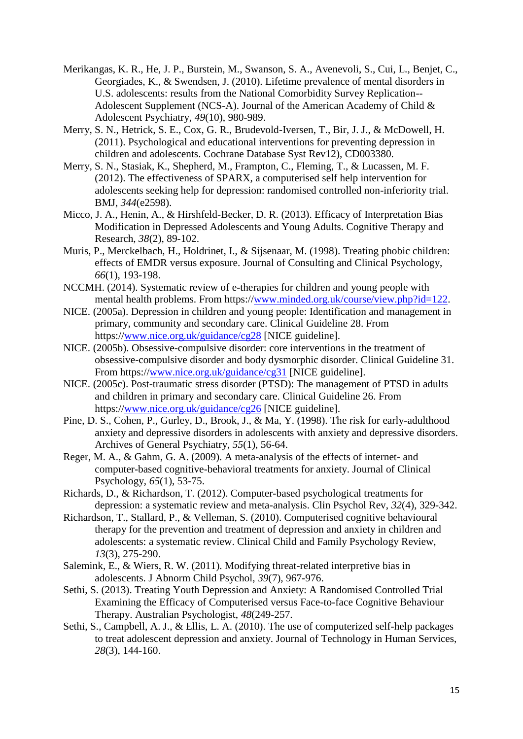Merikangas, K. R., He, J. P., Burstein, M., Swanson, S. A., Avenevoli, S., Cui, L., Benjet, C., Georgiades, K., & Swendsen, J. (2010). Lifetime prevalence of mental disorders in U.S. adolescents: results from the National Comorbidity Survey Replication--Adolescent Supplement (NCS-A). Journal of the American Academy of Child & Adolescent Psychiatry, *49*(10), 980-989.

Merry, S. N., Hetrick, S. E., Cox, G. R., Brudevold-Iversen, T., Bir, J. J., & McDowell, H. (2011). Psychological and educational interventions for preventing depression in children and adolescents. Cochrane Database Syst Rev12), CD003380.

Merry, S. N., Stasiak, K., Shepherd, M., Frampton, C., Fleming, T., & Lucassen, M. F. (2012). The effectiveness of SPARX, a computerised self help intervention for adolescents seeking help for depression: randomised controlled non-inferiority trial. BMJ, *344*(e2598).

Micco, J. A., Henin, A., & Hirshfeld-Becker, D. R. (2013). Efficacy of Interpretation Bias Modification in Depressed Adolescents and Young Adults. Cognitive Therapy and Research, *38*(2), 89-102.

Muris, P., Merckelbach, H., Holdrinet, I., & Sijsenaar, M. (1998). Treating phobic children: effects of EMDR versus exposure. Journal of Consulting and Clinical Psychology, *66*(1), 193-198.

NCCMH. (2014). Systematic review of e-therapies for children and young people with mental health problems. From https://www.minded.org.uk/course/view.php?id=122.

NICE. (2005a). Depression in children and young people: Identification and management in primary, community and secondary care. Clinical Guideline 28. From https://www.nice.org.uk/guidance/cg28 [NICE guideline].

NICE. (2005b). Obsessive-compulsive disorder: core interventions in the treatment of obsessive-compulsive disorder and body dysmorphic disorder. Clinical Guideline 31. From https://www.nice.org.uk/guidance/cg31 [NICE guideline].

NICE. (2005c). Post-traumatic stress disorder (PTSD): The management of PTSD in adults and children in primary and secondary care. Clinical Guideline 26. From https://www.nice.org.uk/guidance/cg26 [NICE guideline].

Pine, D. S., Cohen, P., Gurley, D., Brook, J., & Ma, Y. (1998). The risk for early-adulthood anxiety and depressive disorders in adolescents with anxiety and depressive disorders. Archives of General Psychiatry, *55*(1), 56-64.

Reger, M. A., & Gahm, G. A. (2009). A meta-analysis of the effects of internet- and computer-based cognitive-behavioral treatments for anxiety. Journal of Clinical Psychology, *65*(1), 53-75.

Richards, D., & Richardson, T. (2012). Computer-based psychological treatments for depression: a systematic review and meta-analysis. Clin Psychol Rev, *32*(4), 329-342.

Richardson, T., Stallard, P., & Velleman, S. (2010). Computerised cognitive behavioural therapy for the prevention and treatment of depression and anxiety in children and adolescents: a systematic review. Clinical Child and Family Psychology Review, *13*(3), 275-290.

Salemink, E., & Wiers, R. W. (2011). Modifying threat-related interpretive bias in adolescents. J Abnorm Child Psychol, *39*(7), 967-976.

Sethi, S. (2013). Treating Youth Depression and Anxiety: A Randomised Controlled Trial Examining the Efficacy of Computerised versus Face-to-face Cognitive Behaviour Therapy. Australian Psychologist, *48*(249-257.

Sethi, S., Campbell, A. J., & Ellis, L. A. (2010). The use of computerized self-help packages to treat adolescent depression and anxiety. Journal of Technology in Human Services, *28*(3), 144-160.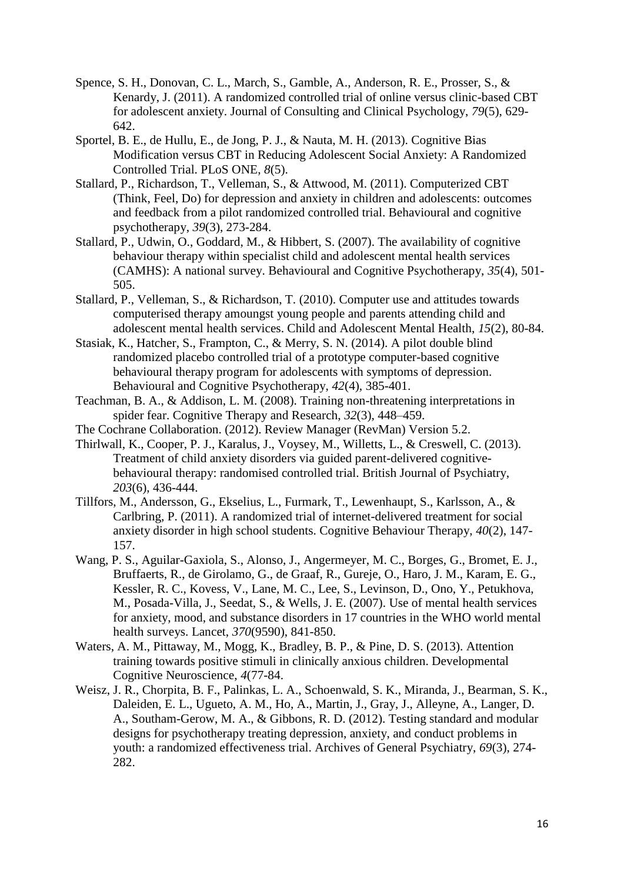Spence, S. H., Donovan, C. L., March, S., Gamble, A., Anderson, R. E., Prosser, S., & Kenardy, J. (2011). A randomized controlled trial of online versus clinic-based CBT for adolescent anxiety. Journal of Consulting and Clinical Psychology, *79*(5), 629-642.

Sportel, B. E., de Hullu, E., de Jong, P. J., & Nauta, M. H. (2013). Cognitive Bias Modification versus CBT in Reducing Adolescent Social Anxiety: A Randomized Controlled Trial. PLoS ONE, *8*(5).

Stallard, P., Richardson, T., Velleman, S., & Attwood, M. (2011). Computerized CBT (Think, Feel, Do) for depression and anxiety in children and adolescents: outcomes and feedback from a pilot randomized controlled trial. Behavioural and cognitive psychotherapy, *39*(3), 273-284.

Stallard, P., Udwin, O., Goddard, M., & Hibbert, S. (2007). The availability of cognitive behaviour therapy within specialist child and adolescent mental health services (CAMHS): A national survey. Behavioural and Cognitive Psychotherapy, *35*(4), 501-505.

Stallard, P., Velleman, S., & Richardson, T. (2010). Computer use and attitudes towards computerised therapy amoungst young people and parents attending child and adolescent mental health services. Child and Adolescent Mental Health, *15*(2), 80-84.

Stasiak, K., Hatcher, S., Frampton, C., & Merry, S. N. (2014). A pilot double blind randomized placebo controlled trial of a prototype computer-based cognitive behavioural therapy program for adolescents with symptoms of depression. Behavioural and Cognitive Psychotherapy, *42*(4), 385-401.

Teachman, B. A., & Addison, L. M. (2008). Training non-threatening interpretations in spider fear. Cognitive Therapy and Research, *32*(3), 448–459.

The Cochrane Collaboration. (2012). Review Manager (RevMan) Version 5.2.

Thirlwall, K., Cooper, P. J., Karalus, J., Voysey, M., Willetts, L., & Creswell, C. (2013). Treatment of child anxiety disorders via guided parent-delivered cognitive-behavioural therapy: randomised controlled trial. British Journal of Psychiatry, *203*(6), 436-444.

Tillfors, M., Andersson, G., Ekselius, L., Furmark, T., Lewenhaupt, S., Karlsson, A., & Carlbring, P. (2011). A randomized trial of internet-delivered treatment for social anxiety disorder in high school students. Cognitive Behaviour Therapy, *40*(2), 147-157.

Wang, P. S., Aguilar-Gaxiola, S., Alonso, J., Angermeyer, M. C., Borges, G., Bromet, E. J., Bruffaerts, R., de Girolamo, G., de Graaf, R., Gureje, O., Haro, J. M., Karam, E. G., Kessler, R. C., Kovess, V., Lane, M. C., Lee, S., Levinson, D., Ono, Y., Petukhova, M., Posada-Villa, J., Seedat, S., & Wells, J. E. (2007). Use of mental health services for anxiety, mood, and substance disorders in 17 countries in the WHO world mental health surveys. Lancet, *370*(9590), 841-850.

Waters, A. M., Pittaway, M., Mogg, K., Bradley, B. P., & Pine, D. S. (2013). Attention training towards positive stimuli in clinically anxious children. Developmental Cognitive Neuroscience, *4*(77-84.

Weisz, J. R., Chorpita, B. F., Palinkas, L. A., Schoenwald, S. K., Miranda, J., Bearman, S. K., Daleiden, E. L., Ugueto, A. M., Ho, A., Martin, J., Gray, J., Alleyne, A., Langer, D. A., Southam-Gerow, M. A., & Gibbons, R. D. (2012). Testing standard and modular designs for psychotherapy treating depression, anxiety, and conduct problems in youth: a randomized effectiveness trial. Archives of General Psychiatry, *69*(3), 274-282.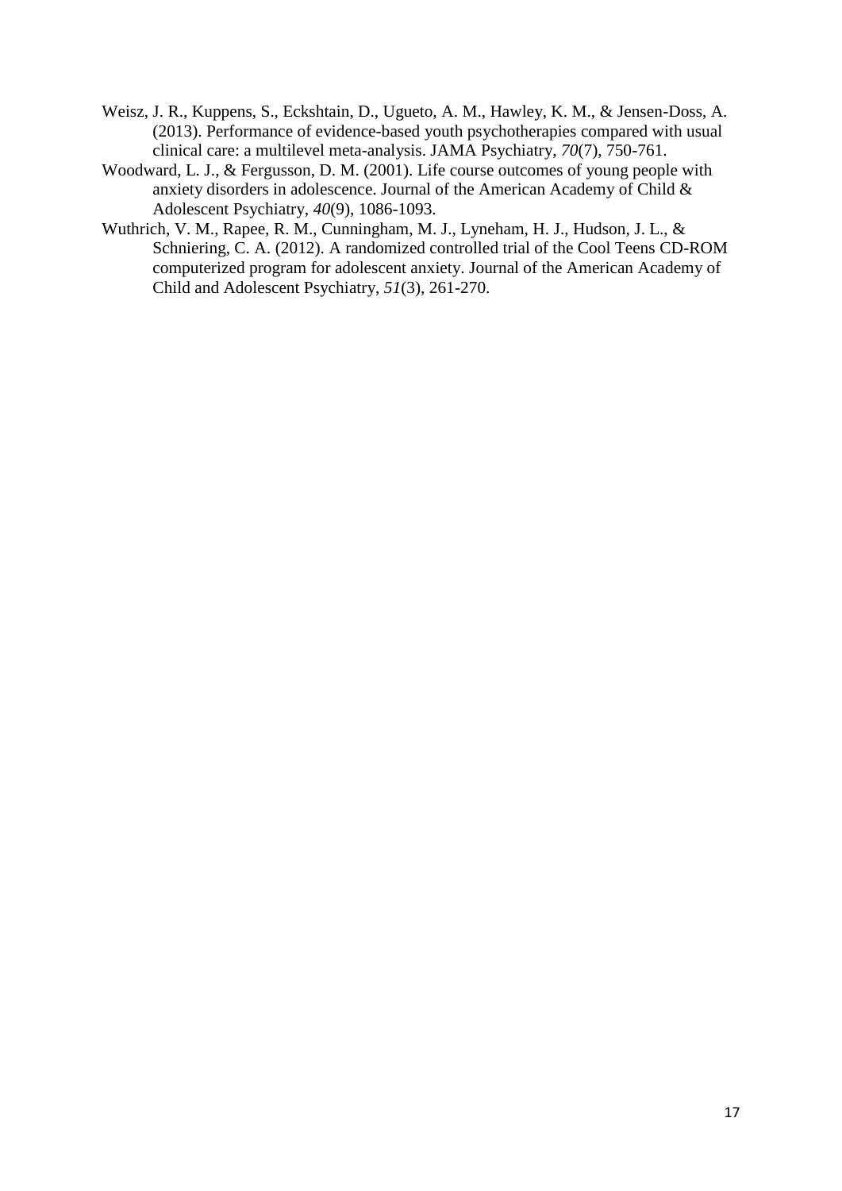Weisz, J. R., Kuppens, S., Eckshtain, D., Ugueto, A. M., Hawley, K. M., & Jensen-Doss, A. (2013). Performance of evidence-based youth psychotherapies compared with usual clinical care: a multilevel meta-analysis. JAMA Psychiatry, *70*(7), 750-761.

Woodward, L. J., & Fergusson, D. M. (2001). Life course outcomes of young people with anxiety disorders in adolescence. Journal of the American Academy of Child & Adolescent Psychiatry, *40*(9), 1086-1093.

Wuthrich, V. M., Rapee, R. M., Cunningham, M. J., Lyneham, H. J., Hudson, J. L., & Schniering, C. A. (2012). A randomized controlled trial of the Cool Teens CD-ROM computerized program for adolescent anxiety. Journal of the American Academy of Child and Adolescent Psychiatry, *51*(3), 261-270.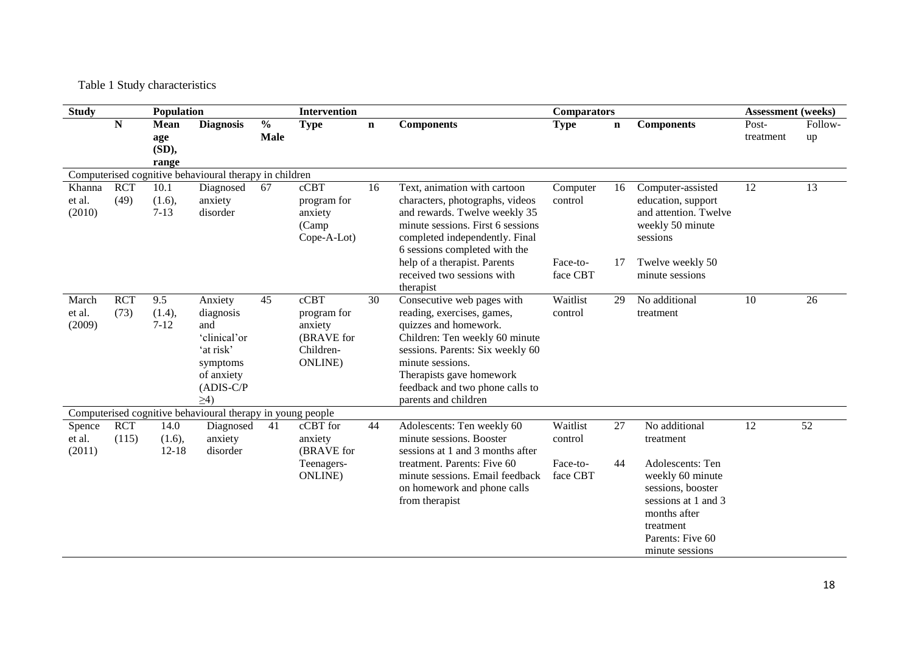Table 1 Study characteristics

| Study | | Population | | | Intervention | | | Comparators | | | Assessment (weeks) | |
|---|---|---|---|---|---|---|---|---|---|---|---|---|
| | N | Mean age (SD), range | Diagnosis | % Male | Type | n | Components | Type | n | Components | Post-treatment | Follow-up |
| Computerised cognitive behavioural therapy in children | | | | | | | | | | | | |
| Khanna et al. (2010) | RCT (49) | 10.1 (1.6), 7-13 | Diagnosed anxiety disorder | 67 | cCBT program for anxiety (Camp Cope-A-Lot) | 16 | Text, animation with cartoon characters, photographs, videos and rewards. Twelve weekly 35 minute sessions. First 6 sessions completed independently. Final 6 sessions completed with the help of a therapist. Parents received two sessions with therapist | Computer control<br><br>Face-to-face CBT | 16<br><br>17 | Computer-assisted education, support and attention. Twelve weekly 50 minute sessions<br><br>Twelve weekly 50 minute sessions | 12 | 13 |
| March et al. (2009) | RCT (73) | 9.5 (1.4), 7-12 | Anxiety diagnosis and 'clinical'or 'at risk' symptoms of anxiety (ADIS-C/P ≥4) | 45 | cCBT program for anxiety (BRAVE for Children-ONLINE) | 30 | Consecutive web pages with reading, exercises, games, quizzes and homework. Children: Ten weekly 60 minute sessions. Parents: Six weekly 60 minute sessions. Therapists gave homework feedback and two phone calls to parents and children | Waitlist control | 29 | No additional treatment | 10 | 26 |
| Computerised cognitive behavioural therapy in young people | | | | | | | | | | | | |
| Spence et al. (2011) | RCT (115) | 14.0 (1.6), 12-18 | Diagnosed anxiety disorder | 41 | cCBT for anxiety (BRAVE for Teenagers-ONLINE) | 44 | Adolescents: Ten weekly 60 minute sessions. Booster sessions at 1 and 3 months after treatment. Parents: Five 60 minute sessions. Email feedback on homework and phone calls from therapist | Waitlist control<br><br>Face-to-face CBT | 27<br><br>44 | No additional treatment<br><br>Adolescents: Ten weekly 60 minute sessions, booster sessions at 1 and 3 months after treatment Parents: Five 60 minute sessions | 12 | 52 |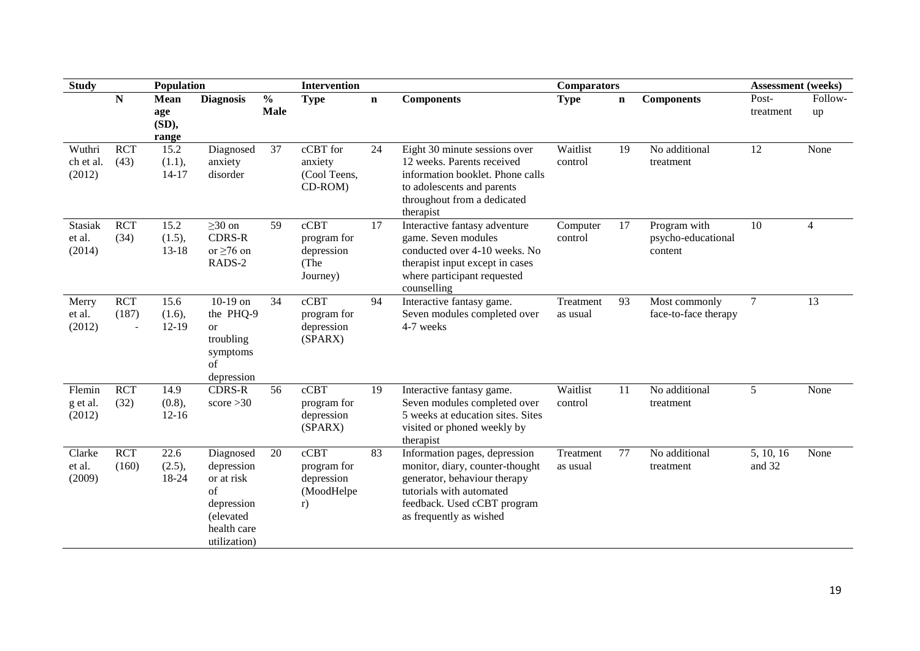| Study | | Population | | | Intervention | | | Comparators | | | Assessment (weeks) | |
|---|---|---|---|---|---|---|---|---|---|---|---|---|
| | N | Mean age (SD), range | Diagnosis | % Male | Type | n | Components | Type | n | Components | Post-treatment | Follow-up |
| Wuthrich et al. (2012) | RCT (43) | 15.2 (1.1), 14-17 | Diagnosed anxiety disorder | 37 | cCBT for anxiety (Cool Teens, CD-ROM) | 24 | Eight 30 minute sessions over 12 weeks. Parents received information booklet. Phone calls to adolescents and parents throughout from a dedicated therapist | Waitlist control | 19 | No additional treatment | 12 | None |
| Stasiak et al. (2014) | RCT (34) | 15.2 (1.5), 13-18 | ≥30 on CDRS-R or ≥76 on RADS-2 | 59 | cCBT program for depression (The Journey) | 17 | Interactive fantasy adventure game. Seven modules conducted over 4-10 weeks. No therapist input except in cases where participant requested counselling | Computer control | 17 | Program with psycho-educational content | 10 | 4 |
| Merry et al. (2012) | RCT (187) - | 15.6 (1.6), 12-19 | 10-19 on the PHQ-9 or troubling symptoms of depression | 34 | cCBT program for depression (SPARX) | 94 | Interactive fantasy game. Seven modules completed over 4-7 weeks | Treatment as usual | 93 | Most commonly face-to-face therapy | 7 | 13 |
| Fleming et al. (2012) | RCT (32) | 14.9 (0.8), 12-16 | CDRS-R score >30 | 56 | cCBT program for depression (SPARX) | 19 | Interactive fantasy game. Seven modules completed over 5 weeks at education sites. Sites visited or phoned weekly by therapist | Waitlist control | 11 | No additional treatment | 5 | None |
| Clarke et al. (2009) | RCT (160) | 22.6 (2.5), 18-24 | Diagnosed depression or at risk of depression (elevated health care utilization) | 20 | cCBT program for depression (MoodHelper) | 83 | Information pages, depression monitor, diary, counter-thought generator, behaviour therapy tutorials with automated feedback. Used cCBT program as frequently as wished | Treatment as usual | 77 | No additional treatment | 5, 10, 16 and 32 | None |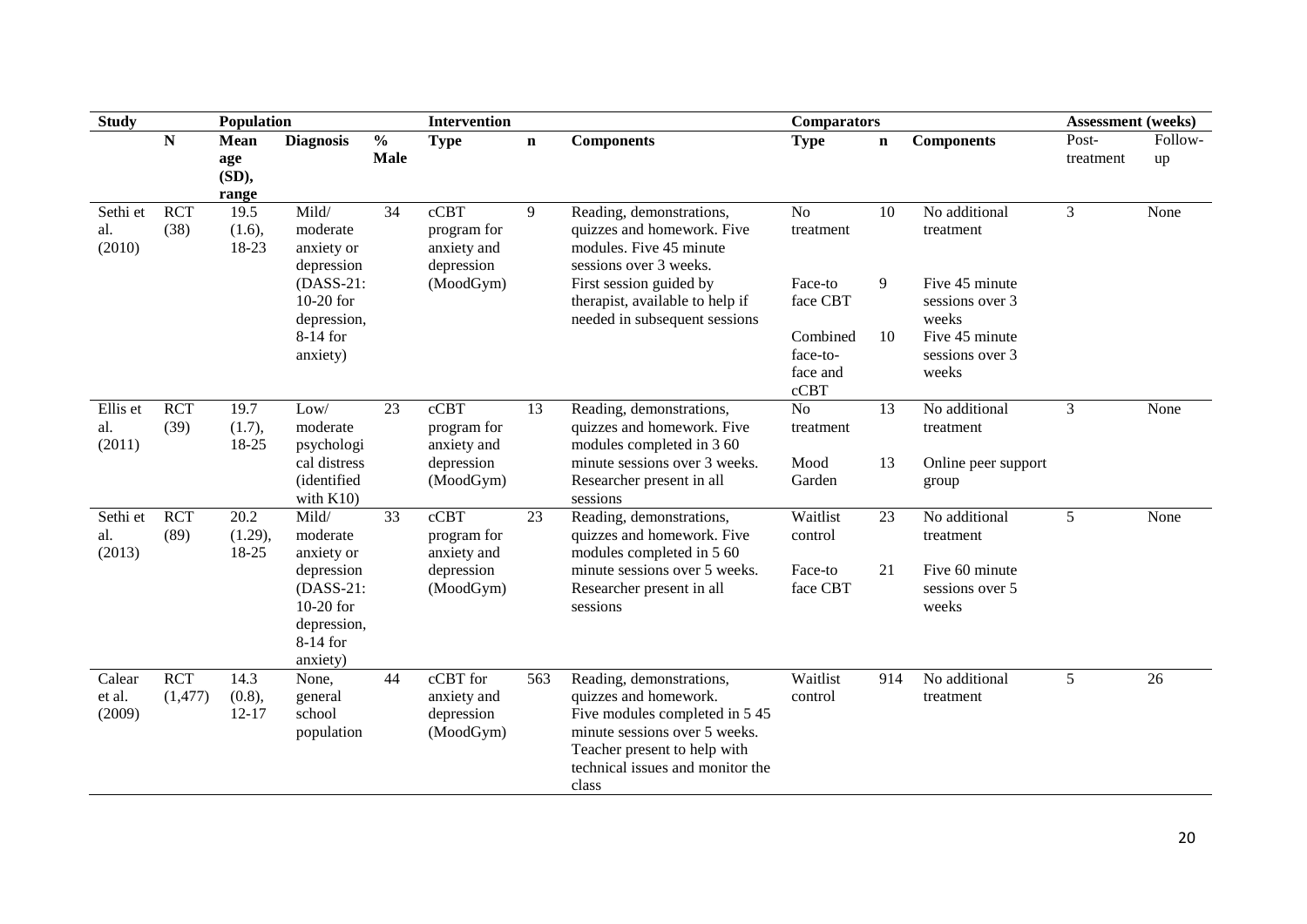| Study | | Population | | | Intervention | | | Comparators | | | Assessment (weeks) | |
|---|---|---|---|---|---|---|---|---|---|---|---|---|
| | N | Mean age (SD), range | Diagnosis | % Male | Type | n | Components | Type | n | Components | Post-treatment | Follow-up |
| Sethi et al. (2010) | RCT (38) | 19.5 (1.6), 18-23 | Mild/ moderate anxiety or depression (DASS-21: 10-20 for depression, 8-14 for anxiety) | 34 | cCBT program for anxiety and depression (MoodGym) | 9 | Reading, demonstrations, quizzes and homework. Five modules. Five 45 minute sessions over 3 weeks. First session guided by therapist, available to help if needed in subsequent sessions | No treatment | 10 | No additional treatment | 3 | None |
| | | | | | | | | Face-to face CBT | 9 | Five 45 minute sessions over 3 weeks | | |
| | | | | | | | | Combined face-to-face and cCBT | 10 | Five 45 minute sessions over 3 weeks | | |
| Ellis et al. (2011) | RCT (39) | 19.7 (1.7), 18-25 | Low/ moderate psychological distress (identified with K10) | 23 | cCBT program for anxiety and depression (MoodGym) | 13 | Reading, demonstrations, quizzes and homework. Five modules completed in 3 60 minute sessions over 3 weeks. Researcher present in all sessions | No treatment | 13 | No additional treatment | 3 | None |
| | | | | | | | | Mood Garden | 13 | Online peer support group | | |
| Sethi et al. (2013) | RCT (89) | 20.2 (1.29), 18-25 | Mild/ moderate anxiety or depression (DASS-21: 10-20 for depression, 8-14 for anxiety) | 33 | cCBT program for anxiety and depression (MoodGym) | 23 | Reading, demonstrations, quizzes and homework. Five modules completed in 5 60 minute sessions over 5 weeks. Researcher present in all sessions | Waitlist control | 23 | No additional treatment | 5 | None |
| | | | | | | | | Face-to face CBT | 21 | Five 60 minute sessions over 5 weeks | | |
| Calear et al. (2009) | RCT (1,477) | 14.3 (0.8), 12-17 | None, general school population | 44 | cCBT for anxiety and depression (MoodGym) | 563 | Reading, demonstrations, quizzes and homework. Five modules completed in 5 45 minute sessions over 5 weeks. Teacher present to help with technical issues and monitor the class | Waitlist control | 914 | No additional treatment | 5 | 26 |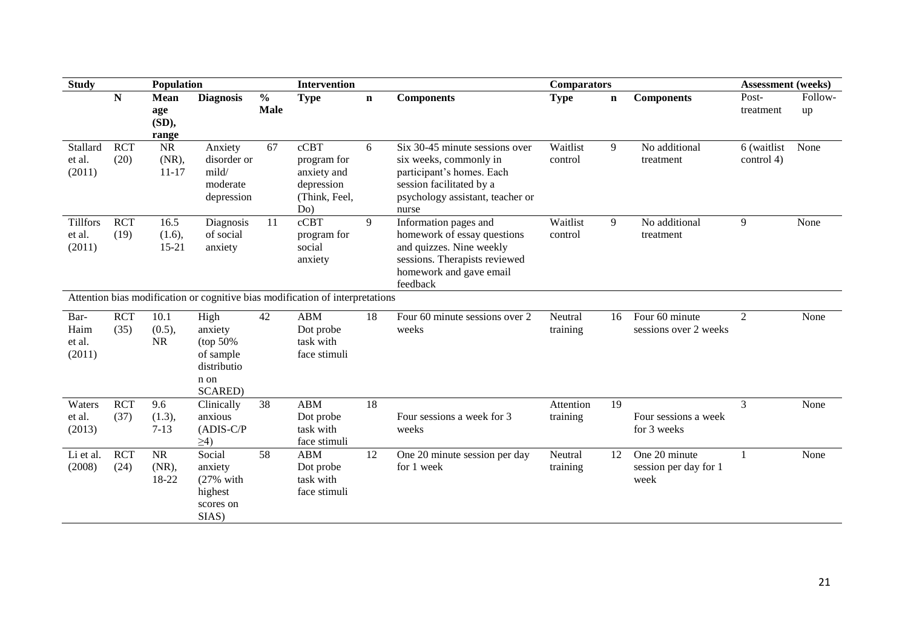| Study | | Population | | | Intervention | | | Comparators | | | Assessment (weeks) | |
|---|---|---|---|---|---|---|---|---|---|---|---|---|
| | N | Mean age (SD), range | Diagnosis | % Male | Type | n | Components | Type | n | Components | Post-treatment | Follow-up |
| Stallard et al. (2011) | RCT (20) | NR (NR), 11-17 | Anxiety disorder or mild/ moderate depression | 67 | cCBT program for anxiety and depression (Think, Feel, Do) | 6 | Six 30-45 minute sessions over six weeks, commonly in participant's homes. Each session facilitated by a psychology assistant, teacher or nurse | Waitlist control | 9 | No additional treatment | 6 (waitlist control 4) | None |
| Tillfors et al. (2011) | RCT (19) | 16.5 (1.6), 15-21 | Diagnosis of social anxiety | 11 | cCBT program for social anxiety | 9 | Information pages and homework of essay questions and quizzes. Nine weekly sessions. Therapists reviewed homework and gave email feedback | Waitlist control | 9 | No additional treatment | 9 | None |
| Attention bias modification or cognitive bias modification of interpretations | | | | | | | | | | | | |
| Bar-Haim et al. (2011) | RCT (35) | 10.1 (0.5), NR | High anxiety (top 50% of sample distribution on SCARED) | 42 | ABM Dot probe task with face stimuli | 18 | Four 60 minute sessions over 2 weeks | Neutral training | 16 | Four 60 minute sessions over 2 weeks | 2 | None |
| Waters et al. (2013) | RCT (37) | 9.6 (1.3), 7-13 | Clinically anxious (ADIS-C/P $\geq$4) | 38 | ABM Dot probe task with face stimuli | 18 | Four sessions a week for 3 weeks | Attention training | 19 | Four sessions a week for 3 weeks | 3 | None |
| Li et al. (2008) | RCT (24) | NR (NR), 18-22 | Social anxiety (27% with highest scores on SIAS) | 58 | ABM Dot probe task with face stimuli | 12 | One 20 minute session per day for 1 week | Neutral training | 12 | One 20 minute session per day for 1 week | 1 | None |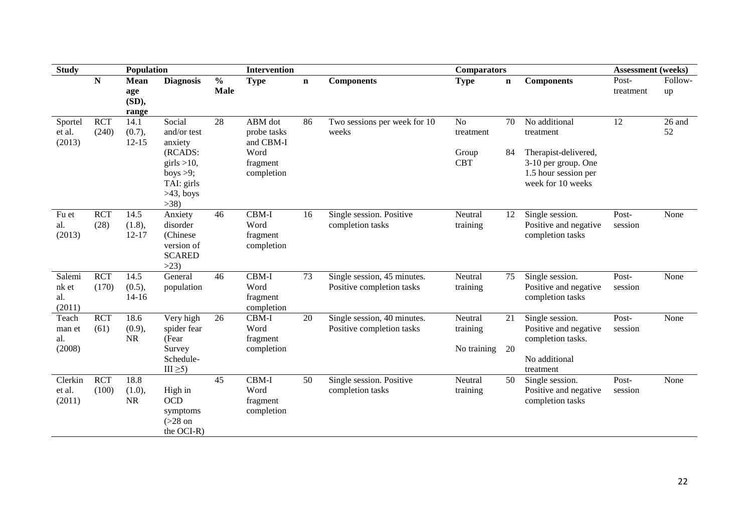| Study | | Population | | | Intervention | | | Comparators | | | Assessment (weeks) | |
|---|---|---|---|---|---|---|---|---|---|---|---|---|
| | N | Mean age (SD), range | Diagnosis | % Male | Type | n | Components | Type | n | Components | Post-treatment | Follow-up |
| Sportel et al. (2013) | RCT (240) | 14.1 (0.7), 12-15 | Social and/or test anxiety (RCADS: girls >10, boys >9; TAI: girls >43, boys >38) | 28 | ABM dot probe tasks and CBM-I Word fragment completion | 86 | Two sessions per week for 10 weeks | No treatment<br><br>Group CBT | 70<br><br>84 | No additional treatment<br><br>Therapist-delivered, 3-10 per group. One 1.5 hour session per week for 10 weeks | 12 | 26 and 52 |
| Fu et al. (2013) | RCT (28) | 14.5 (1.8), 12-17 | Anxiety disorder (Chinese version of SCARED >23) | 46 | CBM-I Word fragment completion | 16 | Single session. Positive completion tasks | Neutral training | 12 | Single session. Positive and negative completion tasks | Post-session | None |
| Salemink et al. (2011) | RCT (170) | 14.5 (0.5), 14-16 | General population | 46 | CBM-I Word fragment completion | 73 | Single session, 45 minutes. Positive completion tasks | Neutral training | 75 | Single session. Positive and negative completion tasks | Post-session | None |
| Teachman et al. (2008) | RCT (61) | 18.6 (0.9), NR | Very high spider fear (Fear Survey Schedule-III ≥5) | 26 | CBM-I Word fragment completion | 20 | Single session, 40 minutes. Positive completion tasks | Neutral training<br><br>No training | 21<br><br>20 | Single session. Positive and negative completion tasks.<br><br>No additional treatment | Post-session | None |
| Clerkin et al. (2011) | RCT (100) | 18.8 (1.0), NR | High in OCD symptoms (>28 on the OCI-R) | 45 | CBM-I Word fragment completion | 50 | Single session. Positive completion tasks | Neutral training | 50 | Single session. Positive and negative completion tasks | Post-session | None |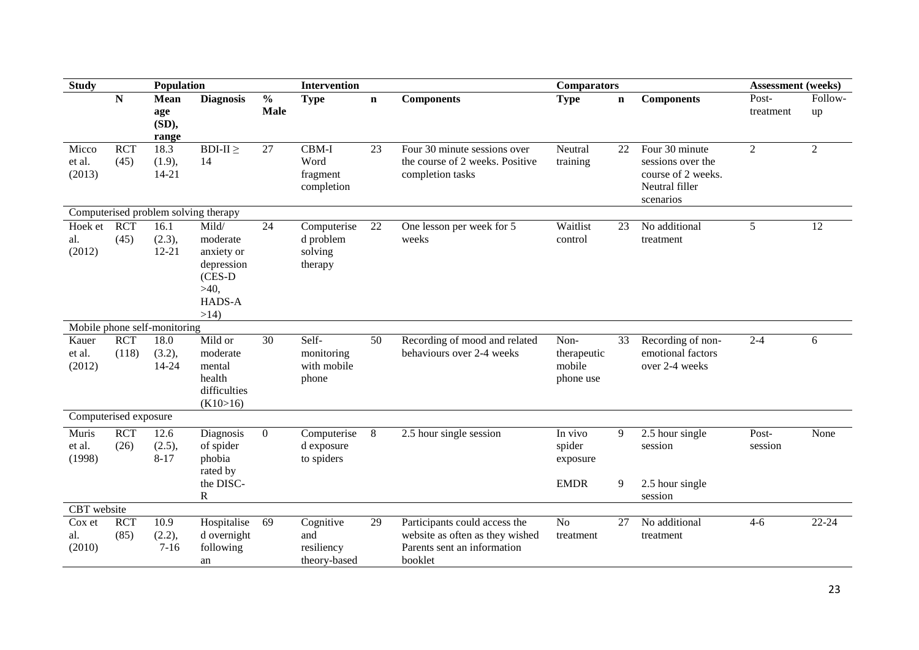| Study | | Population | | | Intervention | | | Comparators | | | Assessment (weeks) | |
|---|---|---|---|---|---|---|---|---|---|---|---|---|
| | **N** | **Mean age (SD), range** | **Diagnosis** | **% Male** | **Type** | **n** | **Components** | **Type** | **n** | **Components** | Post-treatment | Follow-up |
| Micco et al. (2013) | RCT (45) | 18.3 (1.9), 14-21 | BDI-II ≥ 14 | 27 | CBM-I Word fragment completion | 23 | Four 30 minute sessions over the course of 2 weeks. Positive completion tasks | Neutral training | 22 | Four 30 minute sessions over the course of 2 weeks. Neutral filler scenarios | 2 | 2 |
| Computerised problem solving therapy | | | | | | | | | | | | |
| Hoek et al. (2012) | RCT (45) | 16.1 (2.3), 12-21 | Mild/ moderate anxiety or depression (CES-D >40, HADS-A >14) | 24 | Computerised problem solving therapy | 22 | One lesson per week for 5 weeks | Waitlist control | 23 | No additional treatment | 5 | 12 |
| Mobile phone self-monitoring | | | | | | | | | | | | |
| Kauer et al. (2012) | RCT (118) | 18.0 (3.2), 14-24 | Mild or moderate mental health difficulties (K10>16) | 30 | Self-monitoring with mobile phone | 50 | Recording of mood and related behaviours over 2-4 weeks | Non-therapeutic mobile phone use | 33 | Recording of non-emotional factors over 2-4 weeks | 2-4 | 6 |
| Computerised exposure | | | | | | | | | | | | |
| Muris et al. (1998) | RCT (26) | 12.6 (2.5), 8-17 | Diagnosis of spider phobia rated by the DISC-R | 0 | Computerised exposure to spiders | 8 | 2.5 hour single session | In vivo spider exposure | 9 | 2.5 hour single session | Post-session | None |
| | | | | | | | | EMDR | 9 | 2.5 hour single session | | |
| CBT website | | | | | | | | | | | | |
| Cox et al. (2010) | RCT (85) | 10.9 (2.2), 7-16 | Hospitalised overnight following an | 69 | Cognitive and resiliency theory-based | 29 | Participants could access the website as often as they wished Parents sent an information booklet | No treatment | 27 | No additional treatment | 4-6 | 22-24 |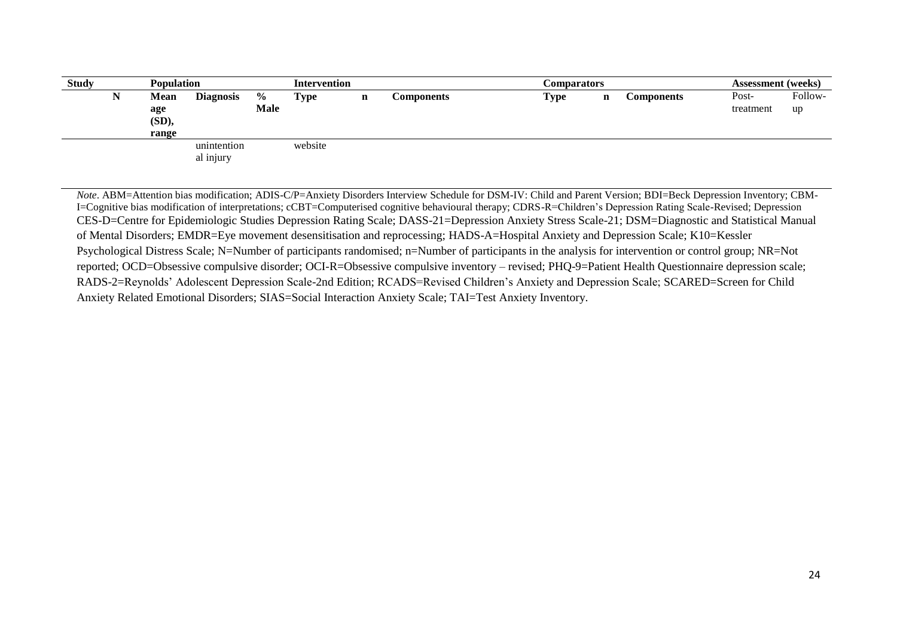| Study | | Population | | | Intervention | | | Comparators | | | Assessment (weeks) | |
|---|---|---|---|---|---|---|---|---|---|---|---|---|
| | N | Mean age (SD), range | Diagnosis | % Male | Type | n | Components | Type | n | Components | Post-treatment | Follow-up |
| | | | unintentional injury | | website | | | | | | | |

*Note*. ABM=Attention bias modification; ADIS-C/P=Anxiety Disorders Interview Schedule for DSM-IV: Child and Parent Version; BDI=Beck Depression Inventory; CBM-I=Cognitive bias modification of interpretations; cCBT=Computerised cognitive behavioural therapy; CDRS-R=Children's Depression Rating Scale-Revised; Depression CES-D=Centre for Epidemiologic Studies Depression Rating Scale; DASS-21=Depression Anxiety Stress Scale-21; DSM=Diagnostic and Statistical Manual of Mental Disorders; EMDR=Eye movement desensitisation and reprocessing; HADS-A=Hospital Anxiety and Depression Scale; K10=Kessler Psychological Distress Scale; N=Number of participants randomised; n=Number of participants in the analysis for intervention or control group; NR=Not reported; OCD=Obsessive compulsive disorder; OCI-R=Obsessive compulsive inventory – revised; PHQ-9=Patient Health Questionnaire depression scale; RADS-2=Reynolds' Adolescent Depression Scale-2nd Edition; RCADS=Revised Children's Anxiety and Depression Scale; SCARED=Screen for Child Anxiety Related Emotional Disorders; SIAS=Social Interaction Anxiety Scale; TAI=Test Anxiety Inventory.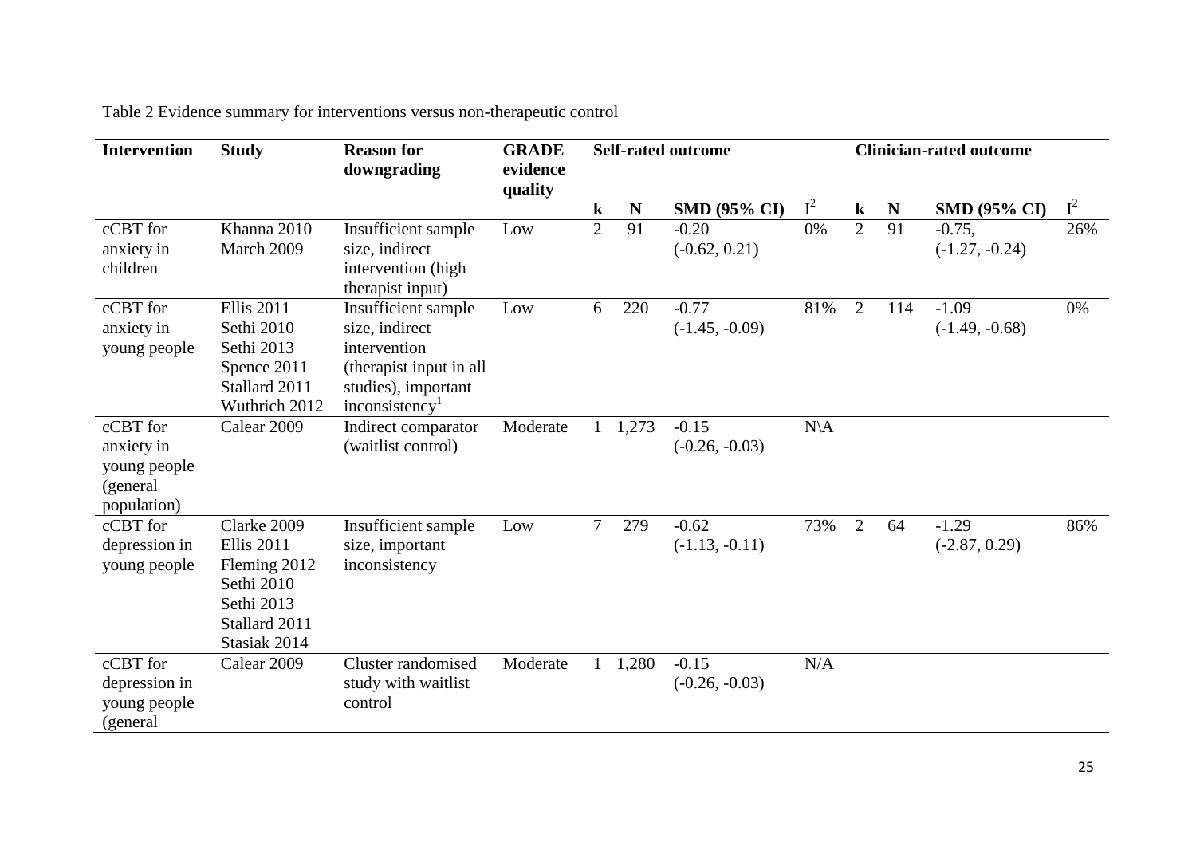Table 2 Evidence summary for interventions versus non-therapeutic control

| Intervention | Study | Reason for downgrading | GRADE evidence quality | Self-rated outcome | | | | Clinician-rated outcome | | | |
|---|---|---|---|---|---|---|---|---|---|---|---|
| | | | | k | N | SMD (95% CI) | $I^2$ | k | N | SMD (95% CI) | $I^2$ |
| cCBT for anxiety in children | Khanna 2010 March 2009 | Insufficient sample size, indirect intervention (high therapist input) | Low | 2 | 91 | -0.20 (-0.62, 0.21) | 0% | 2 | 91 | -0.75, (-1.27, -0.24) | 26% |
| cCBT for anxiety in young people | Ellis 2011 Sethi 2010 Sethi 2013 Spence 2011 Stallard 2011 Wuthrich 2012 | Insufficient sample size, indirect intervention (therapist input in all studies), important inconsistency[1] | Low | 6 | 220 | -0.77 (-1.45, -0.09) | 81% | 2 | 114 | -1.09 (-1.49, -0.68) | 0% |
| cCBT for anxiety in young people (general population) | Calear 2009 | Indirect comparator (waitlist control) | Moderate | 1 | 1,273 | -0.15 (-0.26, -0.03) | N\A | | | | |
| cCBT for depression in young people | Clarke 2009 Ellis 2011 Fleming 2012 Sethi 2010 Sethi 2013 Stallard 2011 Stasiak 2014 | Insufficient sample size, important inconsistency | Low | 7 | 279 | -0.62 (-1.13, -0.11) | 73% | 2 | 64 | -1.29 (-2.87, 0.29) | 86% |
| cCBT for depression in young people (general | Calear 2009 | Cluster randomised study with waitlist control | Moderate | 1 | 1,280 | -0.15 (-0.26, -0.03) | N/A | | | | |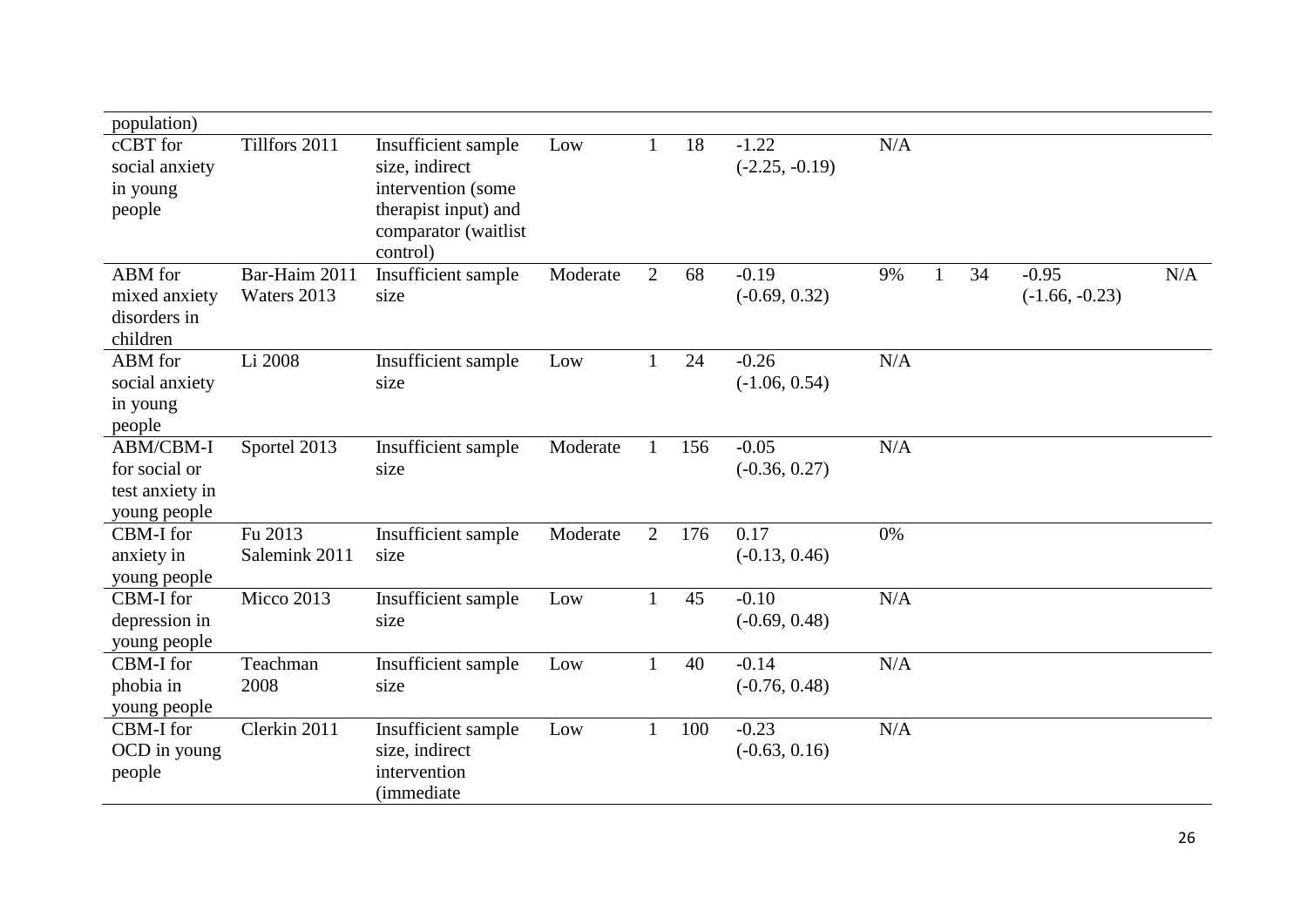| | | | | | | | | | | | |
|---|---|---|---|---|---|---|---|---|---|---|---|
| population) | | | | | | | | | | | |
| cCBT for social anxiety in young people | Tillfors 2011 | Insufficient sample size, indirect intervention (some therapist input) and comparator (waitlist control) | Low | 1 | 18 | -1.22 (-2.25, -0.19) | N/A | | | | |
| ABM for mixed anxiety disorders in children | Bar-Haim 2011 Waters 2013 | Insufficient sample size | Moderate | 2 | 68 | -0.19 (-0.69, 0.32) | 9% | 1 | 34 | -0.95 (-1.66, -0.23) | N/A |
| ABM for social anxiety in young people | Li 2008 | Insufficient sample size | Low | 1 | 24 | -0.26 (-1.06, 0.54) | N/A | | | | |
| ABM/CBM-I for social or test anxiety in young people | Sportel 2013 | Insufficient sample size | Moderate | 1 | 156 | -0.05 (-0.36, 0.27) | N/A | | | | |
| CBM-I for anxiety in young people | Fu 2013 Salemink 2011 | Insufficient sample size | Moderate | 2 | 176 | 0.17 (-0.13, 0.46) | 0% | | | | |
| CBM-I for depression in young people | Micco 2013 | Insufficient sample size | Low | 1 | 45 | -0.10 (-0.69, 0.48) | N/A | | | | |
| CBM-I for phobia in young people | Teachman 2008 | Insufficient sample size | Low | 1 | 40 | -0.14 (-0.76, 0.48) | N/A | | | | |
| CBM-I for OCD in young people | Clerkin 2011 | Insufficient sample size, indirect intervention (immediate | Low | 1 | 100 | -0.23 (-0.63, 0.16) | N/A | | | | |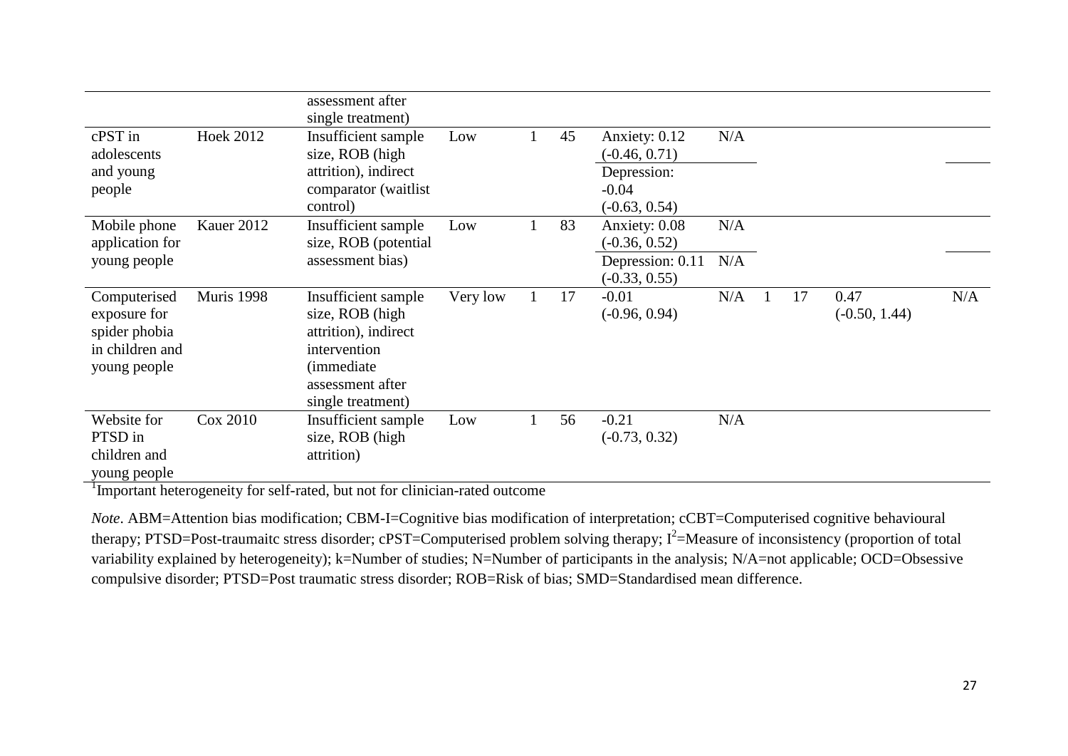| | | assessment after single treatment) | | | | | | | | | |
|---|---|---|---|---|---|---|---|---|---|---|---|
| cPST in adolescents and young people | Hoek 2012 | Insufficient sample size, ROB (high attrition), indirect comparator (waitlist control) | Low | 1 | 45 | Anxiety: 0.12 (-0.46, 0.71) | N/A | | | | |
| | | | | | | Depression: -0.04 (-0.63, 0.54) | | | | | |
| Mobile phone application for young people | Kauer 2012 | Insufficient sample size, ROB (potential assessment bias) | Low | 1 | 83 | Anxiety: 0.08 (-0.36, 0.52) | N/A | | | | |
| | | | | | | Depression: 0.11 (-0.33, 0.55) | N/A | | | | |
| Computerised exposure for spider phobia in children and young people | Muris 1998 | Insufficient sample size, ROB (high attrition), indirect intervention (immediate assessment after single treatment) | Very low | 1 | 17 | -0.01 (-0.96, 0.94) | N/A | 1 | 17 | 0.47 (-0.50, 1.44) | N/A |
| Website for PTSD in children and young people | Cox 2010 | Insufficient sample size, ROB (high attrition) | Low | 1 | 56 | -0.21 (-0.73, 0.32) | N/A | | | | |

[1]Important heterogeneity for self-rated, but not for clinician-rated outcome

*Note*. ABM=Attention bias modification; CBM-I=Cognitive bias modification of interpretation; cCBT=Computerised cognitive behavioural therapy; PTSD=Post-traumaitc stress disorder; cPST=Computerised problem solving therapy; $I^2$=Measure of inconsistency (proportion of total variability explained by heterogeneity); k=Number of studies; N=Number of participants in the analysis; N/A=not applicable; OCD=Obsessive compulsive disorder; PTSD=Post traumatic stress disorder; ROB=Risk of bias; SMD=Standardised mean difference.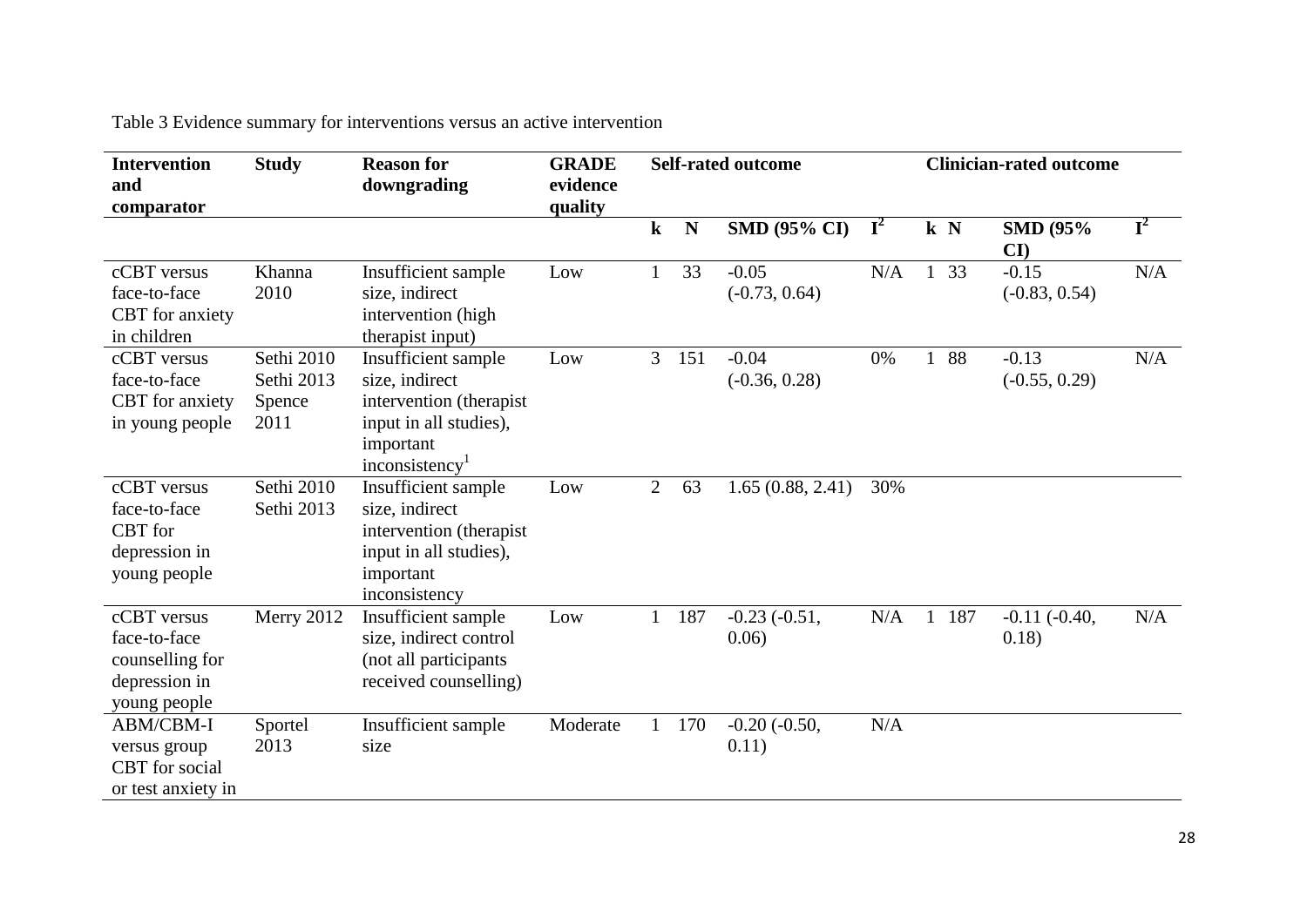Table 3 Evidence summary for interventions versus an active intervention

| Intervention and comparator | Study | Reason for downgrading | GRADE evidence quality | Self-rated outcome | | | | Clinician-rated outcome | | | |
|---|---|---|---|---|---|---|---|---|---|---|---|
| | | | | k | N | SMD (95% CI) | $I^2$ | k | N | SMD (95% CI) | $I^2$ |
| cCBT versus face-to-face CBT for anxiety in children | Khanna 2010 | Insufficient sample size, indirect intervention (high therapist input) | Low | 1 | 33 | -0.05 (-0.73, 0.64) | N/A | 1 | 33 | -0.15 (-0.83, 0.54) | N/A |
| cCBT versus face-to-face CBT for anxiety in young people | Sethi 2010 Sethi 2013 Spence 2011 | Insufficient sample size, indirect intervention (therapist input in all studies), important inconsistency[1] | Low | 3 | 151 | -0.04 (-0.36, 0.28) | 0% | 1 | 88 | -0.13 (-0.55, 0.29) | N/A |
| cCBT versus face-to-face CBT for depression in young people | Sethi 2010 Sethi 2013 | Insufficient sample size, indirect intervention (therapist input in all studies), important inconsistency | Low | 2 | 63 | 1.65 (0.88, 2.41) | 30% | | | | |
| cCBT versus face-to-face counselling for depression in young people | Merry 2012 | Insufficient sample size, indirect control (not all participants received counselling) | Low | 1 | 187 | -0.23 (-0.51, 0.06) | N/A | 1 | 187 | -0.11 (-0.40, 0.18) | N/A |
| ABM/CBM-I versus group CBT for social or test anxiety in | Sportel 2013 | Insufficient sample size | Moderate | 1 | 170 | -0.20 (-0.50, 0.11) | N/A | | | | |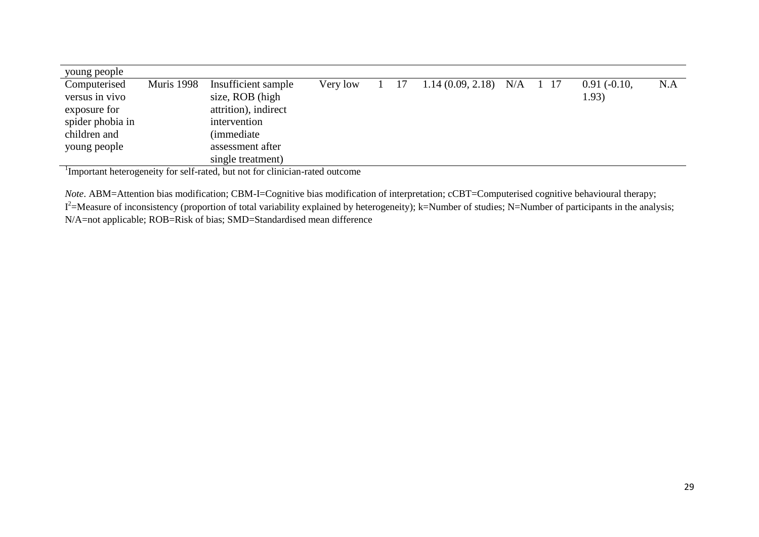| | | | | | | | | | | | |
|---|---|---|---|---|---|---|---|---|---|---|---|
| young people | | | | | | | | | | | |
| Computerised versus in vivo exposure for spider phobia in children and young people | Muris 1998 | Insufficient sample size, ROB (high attrition), indirect intervention (immediate assessment after single treatment) | Very low | 1 | 17 | 1.14 (0.09, 2.18) | N/A | 1 | 17 | 0.91 (-0.10, 1.93) | N.A |

[1]Important heterogeneity for self-rated, but not for clinician-rated outcome

*Note*. ABM=Attention bias modification; CBM-I=Cognitive bias modification of interpretation; cCBT=Computerised cognitive behavioural therapy; $I^2$=Measure of inconsistency (proportion of total variability explained by heterogeneity); k=Number of studies; N=Number of participants in the analysis; N/A=not applicable; ROB=Risk of bias; SMD=Standardised mean difference